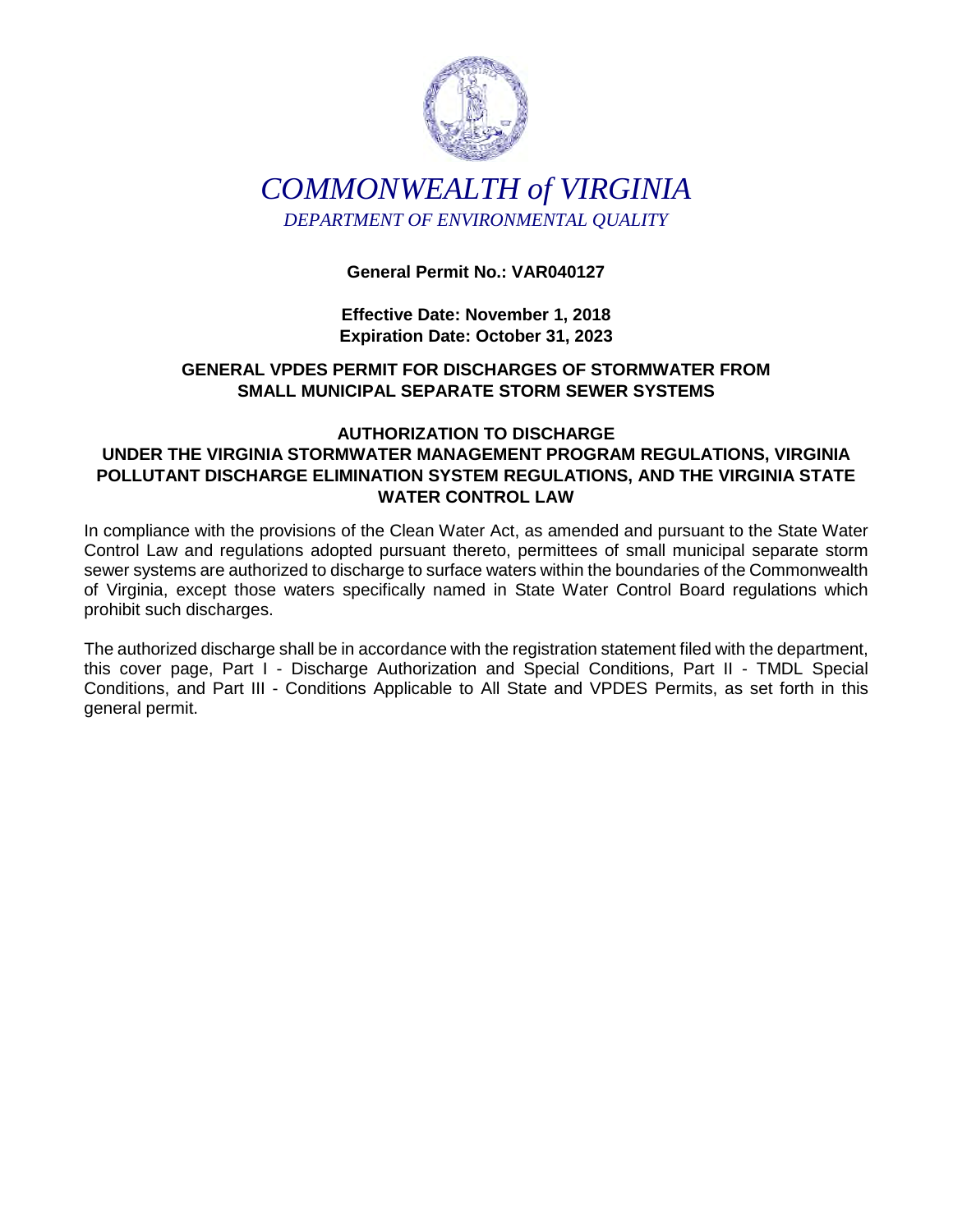# COMMONWEALTH of VIRGINIA

*DEPARTMENT OF ENVIRONMENTAL QUALITY*

**General Permit No.: VAR040127**

**Effective Date: November 1, 2018**
**Expiration Date: October 31, 2023**

## GENERAL VPDES PERMIT FOR DISCHARGES OF STORMWATER FROM SMALL MUNICIPAL SEPARATE STORM SEWER SYSTEMS

## AUTHORIZATION TO DISCHARGE UNDER THE VIRGINIA STORMWATER MANAGEMENT PROGRAM REGULATIONS, VIRGINIA POLLUTANT DISCHARGE ELIMINATION SYSTEM REGULATIONS, AND THE VIRGINIA STATE WATER CONTROL LAW

In compliance with the provisions of the Clean Water Act, as amended and pursuant to the State Water Control Law and regulations adopted pursuant thereto, permittees of small municipal separate storm sewer systems are authorized to discharge to surface waters within the boundaries of the Commonwealth of Virginia, except those waters specifically named in State Water Control Board regulations which prohibit such discharges.

The authorized discharge shall be in accordance with the registration statement filed with the department, this cover page, Part I - Discharge Authorization and Special Conditions, Part II - TMDL Special Conditions, and Part III - Conditions Applicable to All State and VPDES Permits, as set forth in this general permit.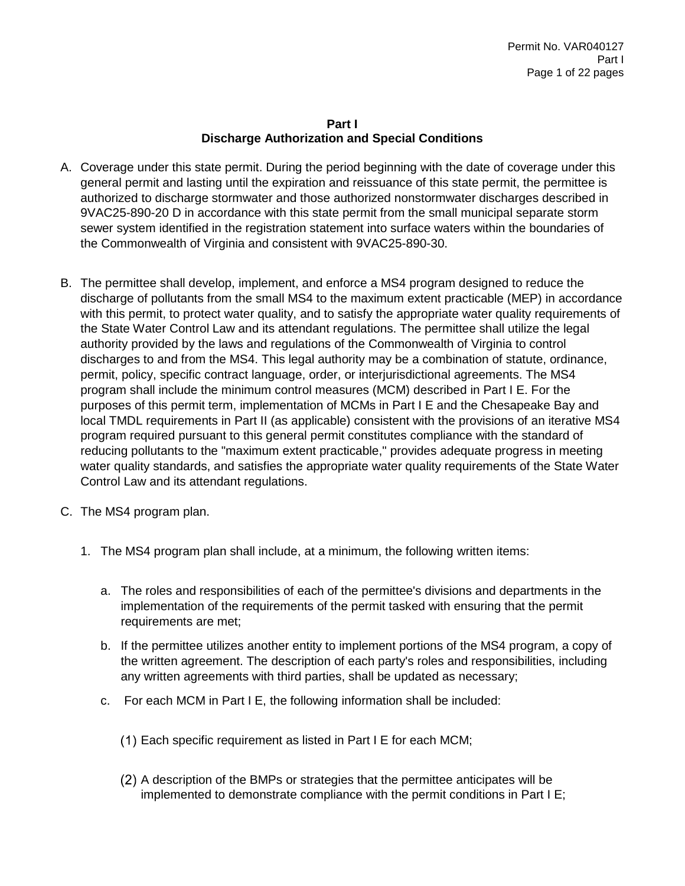**Part I**
**Discharge Authorization and Special Conditions**

A. Coverage under this state permit. During the period beginning with the date of coverage under this general permit and lasting until the expiration and reissuance of this state permit, the permittee is authorized to discharge stormwater and those authorized nonstormwater discharges described in 9VAC25-890-20 D in accordance with this state permit from the small municipal separate storm sewer system identified in the registration statement into surface waters within the boundaries of the Commonwealth of Virginia and consistent with 9VAC25-890-30.

B. The permittee shall develop, implement, and enforce a MS4 program designed to reduce the discharge of pollutants from the small MS4 to the maximum extent practicable (MEP) in accordance with this permit, to protect water quality, and to satisfy the appropriate water quality requirements of the State Water Control Law and its attendant regulations. The permittee shall utilize the legal authority provided by the laws and regulations of the Commonwealth of Virginia to control discharges to and from the MS4. This legal authority may be a combination of statute, ordinance, permit, policy, specific contract language, order, or interjurisdictional agreements. The MS4 program shall include the minimum control measures (MCM) described in Part I E. For the purposes of this permit term, implementation of MCMs in Part I E and the Chesapeake Bay and local TMDL requirements in Part II (as applicable) consistent with the provisions of an iterative MS4 program required pursuant to this general permit constitutes compliance with the standard of reducing pollutants to the "maximum extent practicable," provides adequate progress in meeting water quality standards, and satisfies the appropriate water quality requirements of the State Water Control Law and its attendant regulations.

C. The MS4 program plan.

   1. The MS4 program plan shall include, at a minimum, the following written items:

      a. The roles and responsibilities of each of the permittee's divisions and departments in the implementation of the requirements of the permit tasked with ensuring that the permit requirements are met;

      b. If the permittee utilizes another entity to implement portions of the MS4 program, a copy of the written agreement. The description of each party's roles and responsibilities, including any written agreements with third parties, shall be updated as necessary;

      c. For each MCM in Part I E, the following information shall be included:

         (1) Each specific requirement as listed in Part I E for each MCM;

         (2) A description of the BMPs or strategies that the permittee anticipates will be implemented to demonstrate compliance with the permit conditions in Part I E;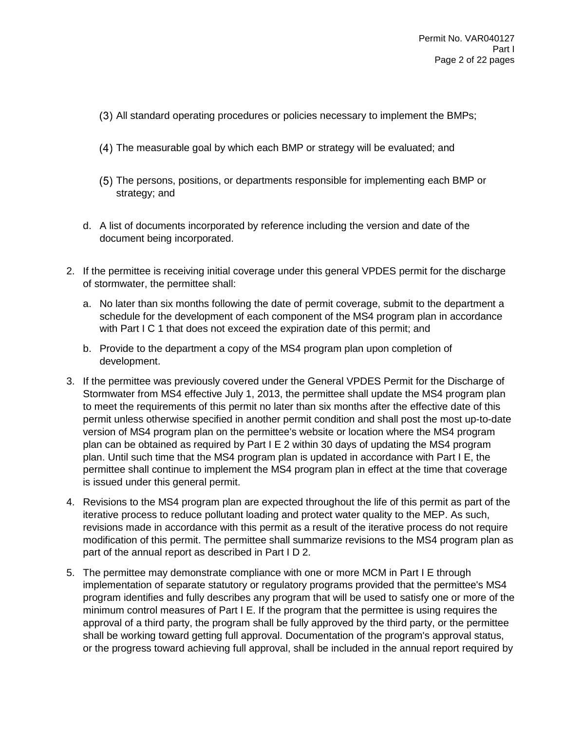(3) All standard operating procedures or policies necessary to implement the BMPs;

(4) The measurable goal by which each BMP or strategy will be evaluated; and

(5) The persons, positions, or departments responsible for implementing each BMP or strategy; and

d. A list of documents incorporated by reference including the version and date of the document being incorporated.

2. If the permittee is receiving initial coverage under this general VPDES permit for the discharge of stormwater, the permittee shall:

   a. No later than six months following the date of permit coverage, submit to the department a schedule for the development of each component of the MS4 program plan in accordance with Part I C 1 that does not exceed the expiration date of this permit; and

   b. Provide to the department a copy of the MS4 program plan upon completion of development.

3. If the permittee was previously covered under the General VPDES Permit for the Discharge of Stormwater from MS4 effective July 1, 2013, the permittee shall update the MS4 program plan to meet the requirements of this permit no later than six months after the effective date of this permit unless otherwise specified in another permit condition and shall post the most up-to-date version of MS4 program plan on the permittee's website or location where the MS4 program plan can be obtained as required by Part I E 2 within 30 days of updating the MS4 program plan. Until such time that the MS4 program plan is updated in accordance with Part I E, the permittee shall continue to implement the MS4 program plan in effect at the time that coverage is issued under this general permit.

4. Revisions to the MS4 program plan are expected throughout the life of this permit as part of the iterative process to reduce pollutant loading and protect water quality to the MEP. As such, revisions made in accordance with this permit as a result of the iterative process do not require modification of this permit. The permittee shall summarize revisions to the MS4 program plan as part of the annual report as described in Part I D 2.

5. The permittee may demonstrate compliance with one or more MCM in Part I E through implementation of separate statutory or regulatory programs provided that the permittee's MS4 program identifies and fully describes any program that will be used to satisfy one or more of the minimum control measures of Part I E. If the program that the permittee is using requires the approval of a third party, the program shall be fully approved by the third party, or the permittee shall be working toward getting full approval. Documentation of the program's approval status, or the progress toward achieving full approval, shall be included in the annual report required by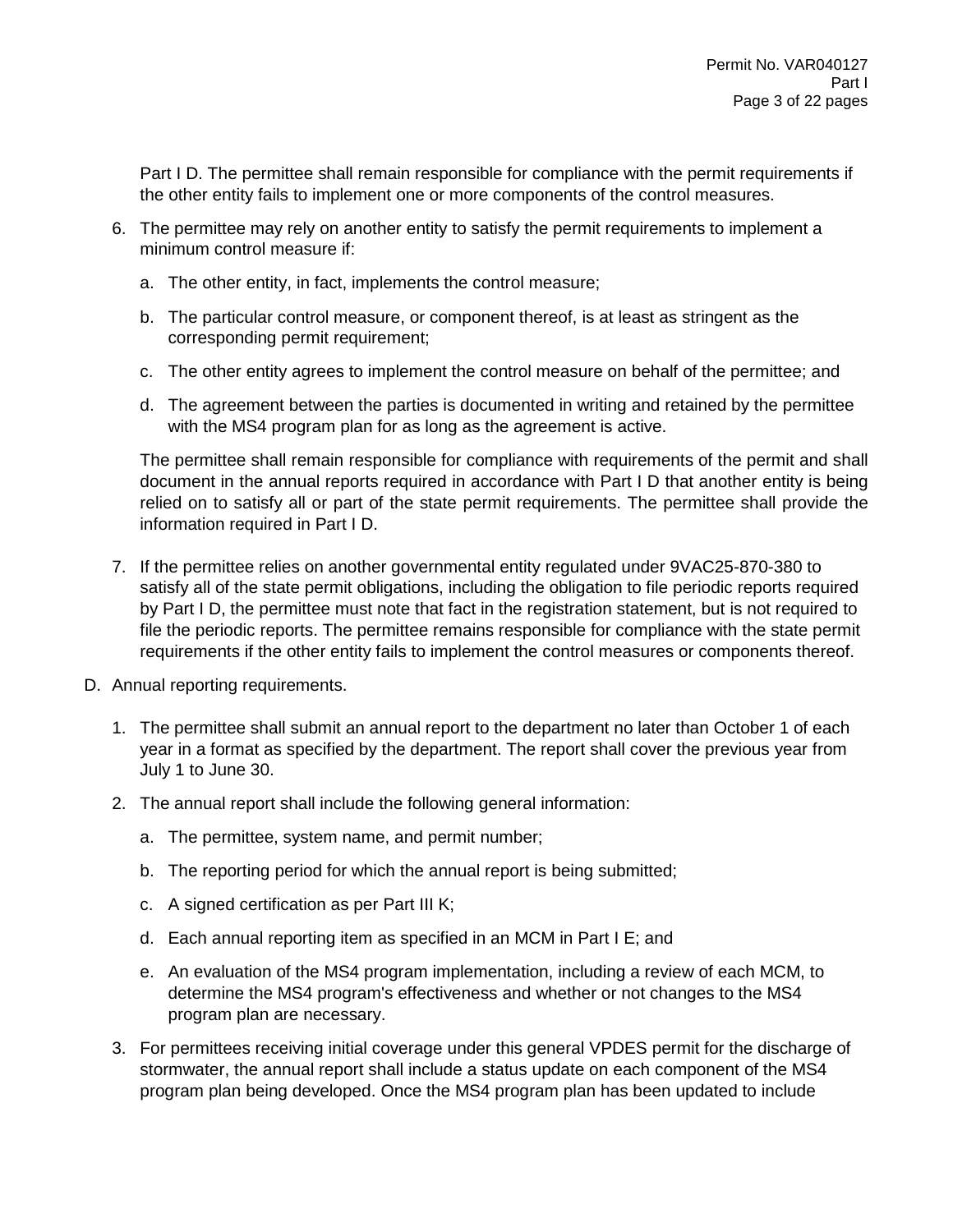Part I D. The permittee shall remain responsible for compliance with the permit requirements if the other entity fails to implement one or more components of the control measures.

6. The permittee may rely on another entity to satisfy the permit requirements to implement a minimum control measure if:

    a. The other entity, in fact, implements the control measure;

    b. The particular control measure, or component thereof, is at least as stringent as the corresponding permit requirement;

    c. The other entity agrees to implement the control measure on behalf of the permittee; and

    d. The agreement between the parties is documented in writing and retained by the permittee with the MS4 program plan for as long as the agreement is active.

    The permittee shall remain responsible for compliance with requirements of the permit and shall document in the annual reports required in accordance with Part I D that another entity is being relied on to satisfy all or part of the state permit requirements. The permittee shall provide the information required in Part I D.

7. If the permittee relies on another governmental entity regulated under 9VAC25-870-380 to satisfy all of the state permit obligations, including the obligation to file periodic reports required by Part I D, the permittee must note that fact in the registration statement, but is not required to file the periodic reports. The permittee remains responsible for compliance with the state permit requirements if the other entity fails to implement the control measures or components thereof.

D. Annual reporting requirements.

1. The permittee shall submit an annual report to the department no later than October 1 of each year in a format as specified by the department. The report shall cover the previous year from July 1 to June 30.

2. The annual report shall include the following general information:

    a. The permittee, system name, and permit number;

    b. The reporting period for which the annual report is being submitted;

    c. A signed certification as per Part III K;

    d. Each annual reporting item as specified in an MCM in Part I E; and

    e. An evaluation of the MS4 program implementation, including a review of each MCM, to determine the MS4 program's effectiveness and whether or not changes to the MS4 program plan are necessary.

3. For permittees receiving initial coverage under this general VPDES permit for the discharge of stormwater, the annual report shall include a status update on each component of the MS4 program plan being developed. Once the MS4 program plan has been updated to include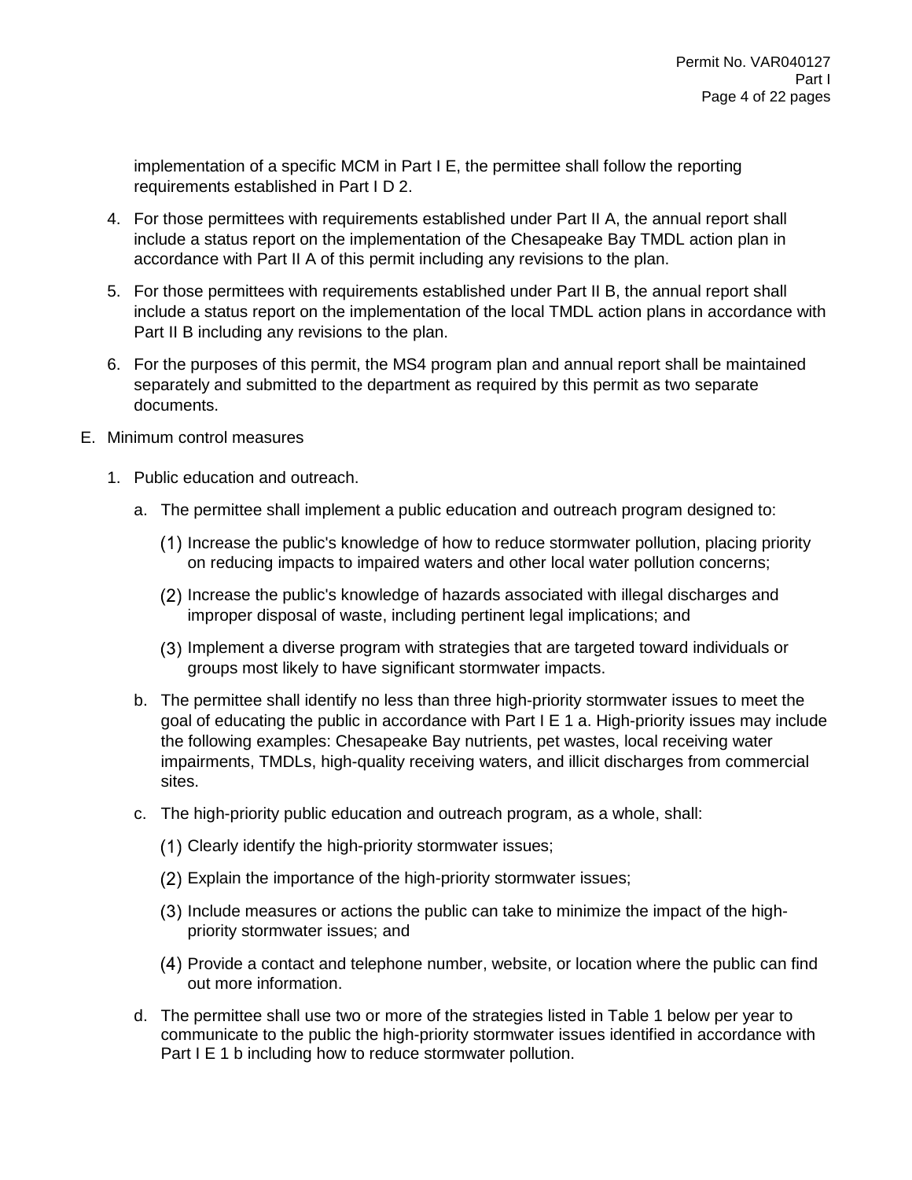implementation of a specific MCM in Part I E, the permittee shall follow the reporting requirements established in Part I D 2.

4. For those permittees with requirements established under Part II A, the annual report shall include a status report on the implementation of the Chesapeake Bay TMDL action plan in accordance with Part II A of this permit including any revisions to the plan.

5. For those permittees with requirements established under Part II B, the annual report shall include a status report on the implementation of the local TMDL action plans in accordance with Part II B including any revisions to the plan.

6. For the purposes of this permit, the MS4 program plan and annual report shall be maintained separately and submitted to the department as required by this permit as two separate documents.

E. Minimum control measures

1. Public education and outreach.

   a. The permittee shall implement a public education and outreach program designed to:

      (1) Increase the public's knowledge of how to reduce stormwater pollution, placing priority on reducing impacts to impaired waters and other local water pollution concerns;

      (2) Increase the public's knowledge of hazards associated with illegal discharges and improper disposal of waste, including pertinent legal implications; and

      (3) Implement a diverse program with strategies that are targeted toward individuals or groups most likely to have significant stormwater impacts.

   b. The permittee shall identify no less than three high-priority stormwater issues to meet the goal of educating the public in accordance with Part I E 1 a. High-priority issues may include the following examples: Chesapeake Bay nutrients, pet wastes, local receiving water impairments, TMDLs, high-quality receiving waters, and illicit discharges from commercial sites.

   c. The high-priority public education and outreach program, as a whole, shall:

      (1) Clearly identify the high-priority stormwater issues;

      (2) Explain the importance of the high-priority stormwater issues;

      (3) Include measures or actions the public can take to minimize the impact of the high-priority stormwater issues; and

      (4) Provide a contact and telephone number, website, or location where the public can find out more information.

   d. The permittee shall use two or more of the strategies listed in Table 1 below per year to communicate to the public the high-priority stormwater issues identified in accordance with Part I E 1 b including how to reduce stormwater pollution.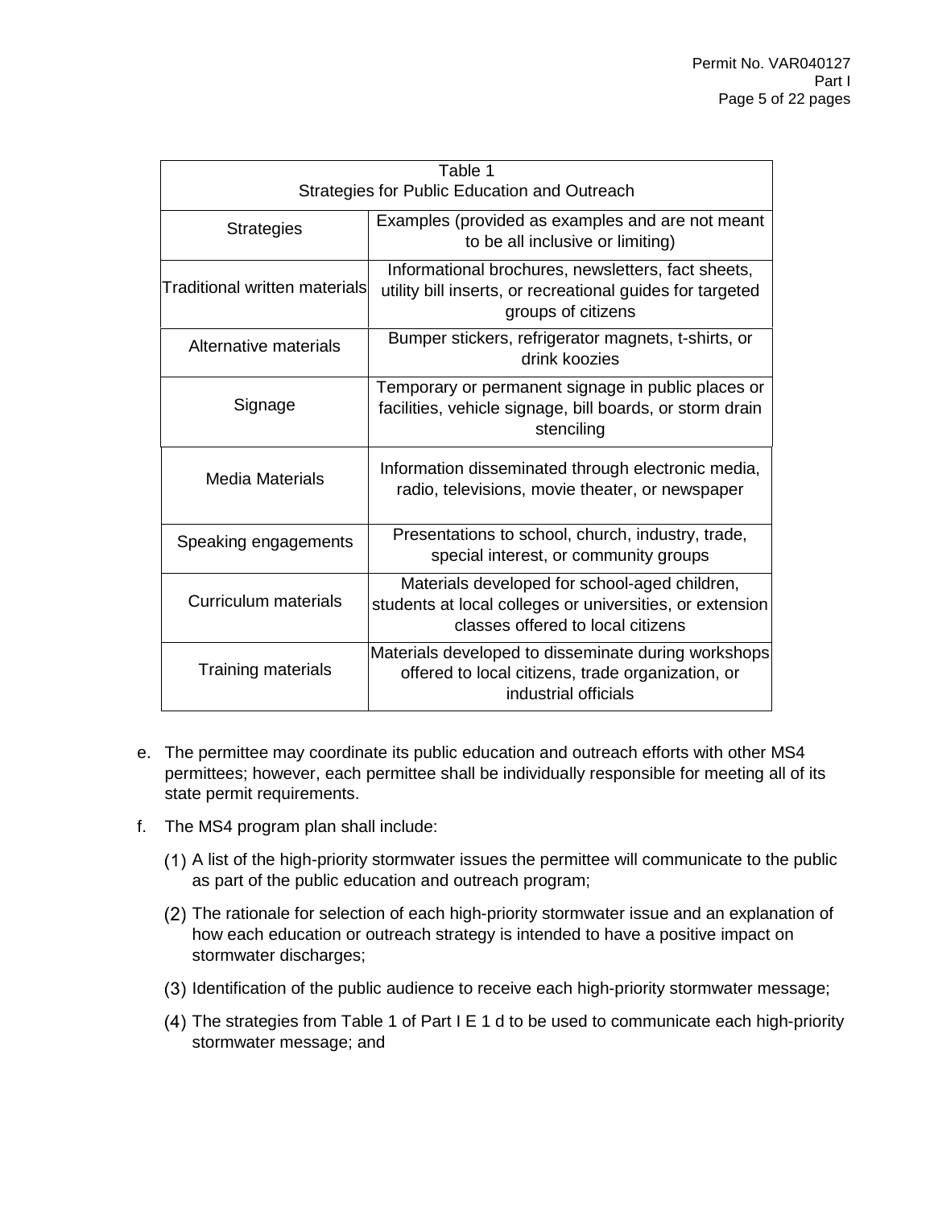| Table 1<br>Strategies for Public Education and Outreach | |
|---|---|
| Strategies | Examples (provided as examples and are not meant to be all inclusive or limiting) |
| Traditional written materials | Informational brochures, newsletters, fact sheets, utility bill inserts, or recreational guides for targeted groups of citizens |
| Alternative materials | Bumper stickers, refrigerator magnets, t-shirts, or drink koozies |
| Signage | Temporary or permanent signage in public places or facilities, vehicle signage, bill boards, or storm drain stenciling |
| Media Materials | Information disseminated through electronic media, radio, televisions, movie theater, or newspaper |
| Speaking engagements | Presentations to school, church, industry, trade, special interest, or community groups |
| Curriculum materials | Materials developed for school-aged children, students at local colleges or universities, or extension classes offered to local citizens |
| Training materials | Materials developed to disseminate during workshops offered to local citizens, trade organization, or industrial officials |

e. The permittee may coordinate its public education and outreach efforts with other MS4 permittees; however, each permittee shall be individually responsible for meeting all of its state permit requirements.

f. The MS4 program plan shall include:

(1) A list of the high-priority stormwater issues the permittee will communicate to the public as part of the public education and outreach program;

(2) The rationale for selection of each high-priority stormwater issue and an explanation of how each education or outreach strategy is intended to have a positive impact on stormwater discharges;

(3) Identification of the public audience to receive each high-priority stormwater message;

(4) The strategies from Table 1 of Part I E 1 d to be used to communicate each high-priority stormwater message; and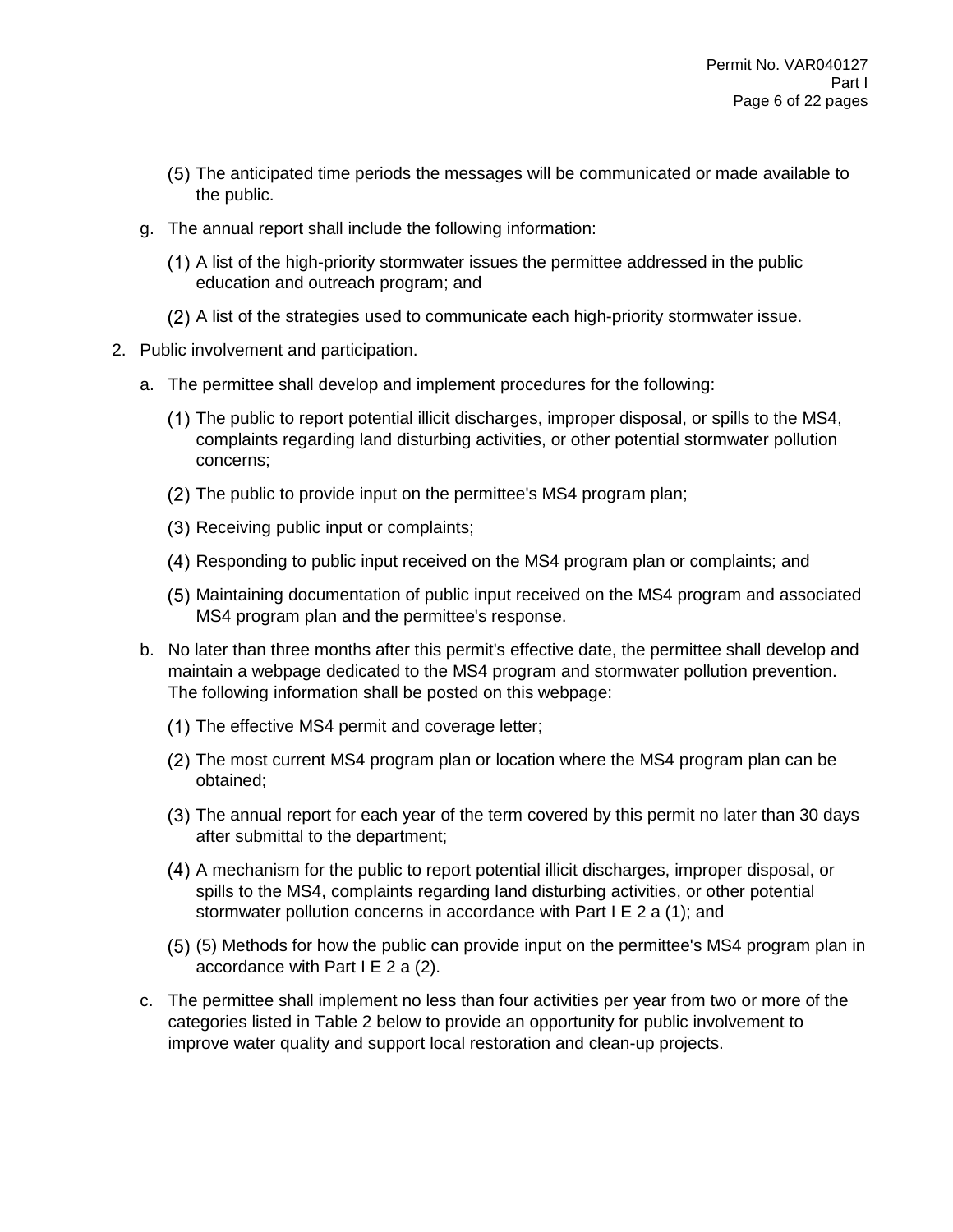(5) The anticipated time periods the messages will be communicated or made available to the public.

g. The annual report shall include the following information:

(1) A list of the high-priority stormwater issues the permittee addressed in the public education and outreach program; and

(2) A list of the strategies used to communicate each high-priority stormwater issue.

2. Public involvement and participation.

a. The permittee shall develop and implement procedures for the following:

(1) The public to report potential illicit discharges, improper disposal, or spills to the MS4, complaints regarding land disturbing activities, or other potential stormwater pollution concerns;

(2) The public to provide input on the permittee's MS4 program plan;

(3) Receiving public input or complaints;

(4) Responding to public input received on the MS4 program plan or complaints; and

(5) Maintaining documentation of public input received on the MS4 program and associated MS4 program plan and the permittee's response.

b. No later than three months after this permit's effective date, the permittee shall develop and maintain a webpage dedicated to the MS4 program and stormwater pollution prevention. The following information shall be posted on this webpage:

(1) The effective MS4 permit and coverage letter;

(2) The most current MS4 program plan or location where the MS4 program plan can be obtained;

(3) The annual report for each year of the term covered by this permit no later than 30 days after submittal to the department;

(4) A mechanism for the public to report potential illicit discharges, improper disposal, or spills to the MS4, complaints regarding land disturbing activities, or other potential stormwater pollution concerns in accordance with Part I E 2 a (1); and

(5) (5) Methods for how the public can provide input on the permittee's MS4 program plan in accordance with Part I E 2 a (2).

c. The permittee shall implement no less than four activities per year from two or more of the categories listed in Table 2 below to provide an opportunity for public involvement to improve water quality and support local restoration and clean-up projects.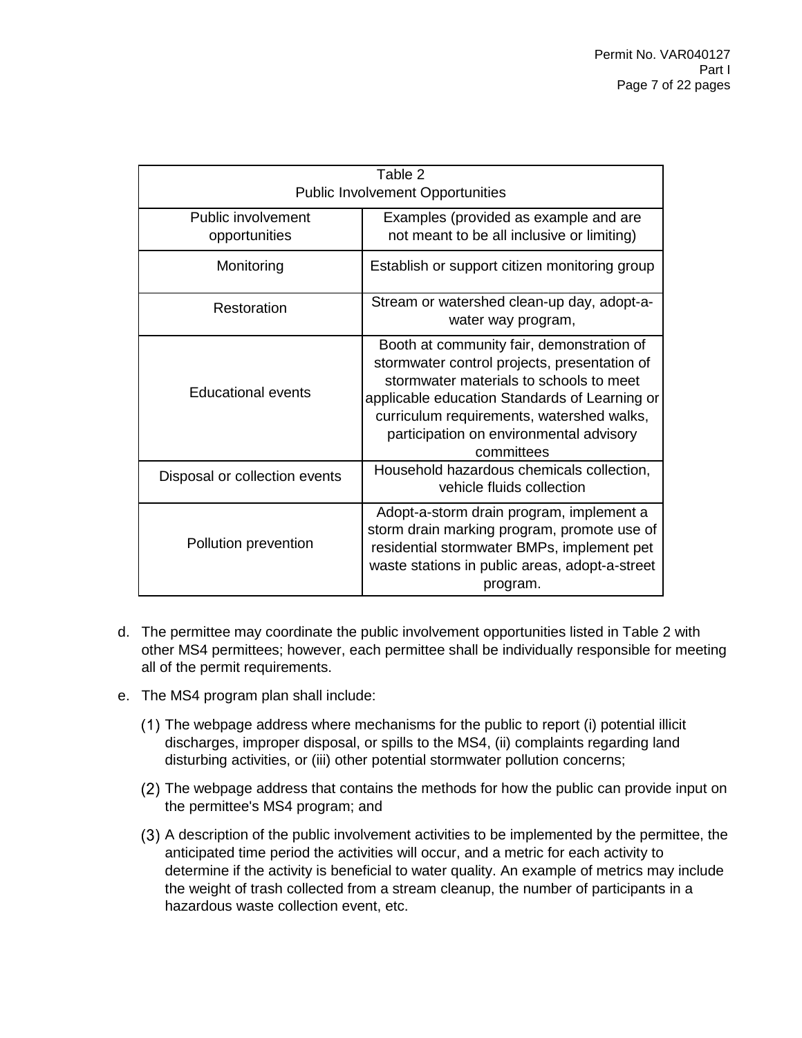| Table 2<br>Public Involvement Opportunities | |
|---|---|
| Public involvement opportunities | Examples (provided as example and are not meant to be all inclusive or limiting) |
| Monitoring | Establish or support citizen monitoring group |
| Restoration | Stream or watershed clean-up day, adopt-a-water way program, |
| Educational events | Booth at community fair, demonstration of stormwater control projects, presentation of stormwater materials to schools to meet applicable education Standards of Learning or curriculum requirements, watershed walks, participation on environmental advisory committees |
| Disposal or collection events | Household hazardous chemicals collection, vehicle fluids collection |
| Pollution prevention | Adopt-a-storm drain program, implement a storm drain marking program, promote use of residential stormwater BMPs, implement pet waste stations in public areas, adopt-a-street program. |

d. The permittee may coordinate the public involvement opportunities listed in Table 2 with other MS4 permittees; however, each permittee shall be individually responsible for meeting all of the permit requirements.

e. The MS4 program plan shall include:

(1) The webpage address where mechanisms for the public to report (i) potential illicit discharges, improper disposal, or spills to the MS4, (ii) complaints regarding land disturbing activities, or (iii) other potential stormwater pollution concerns;

(2) The webpage address that contains the methods for how the public can provide input on the permittee's MS4 program; and

(3) A description of the public involvement activities to be implemented by the permittee, the anticipated time period the activities will occur, and a metric for each activity to determine if the activity is beneficial to water quality. An example of metrics may include the weight of trash collected from a stream cleanup, the number of participants in a hazardous waste collection event, etc.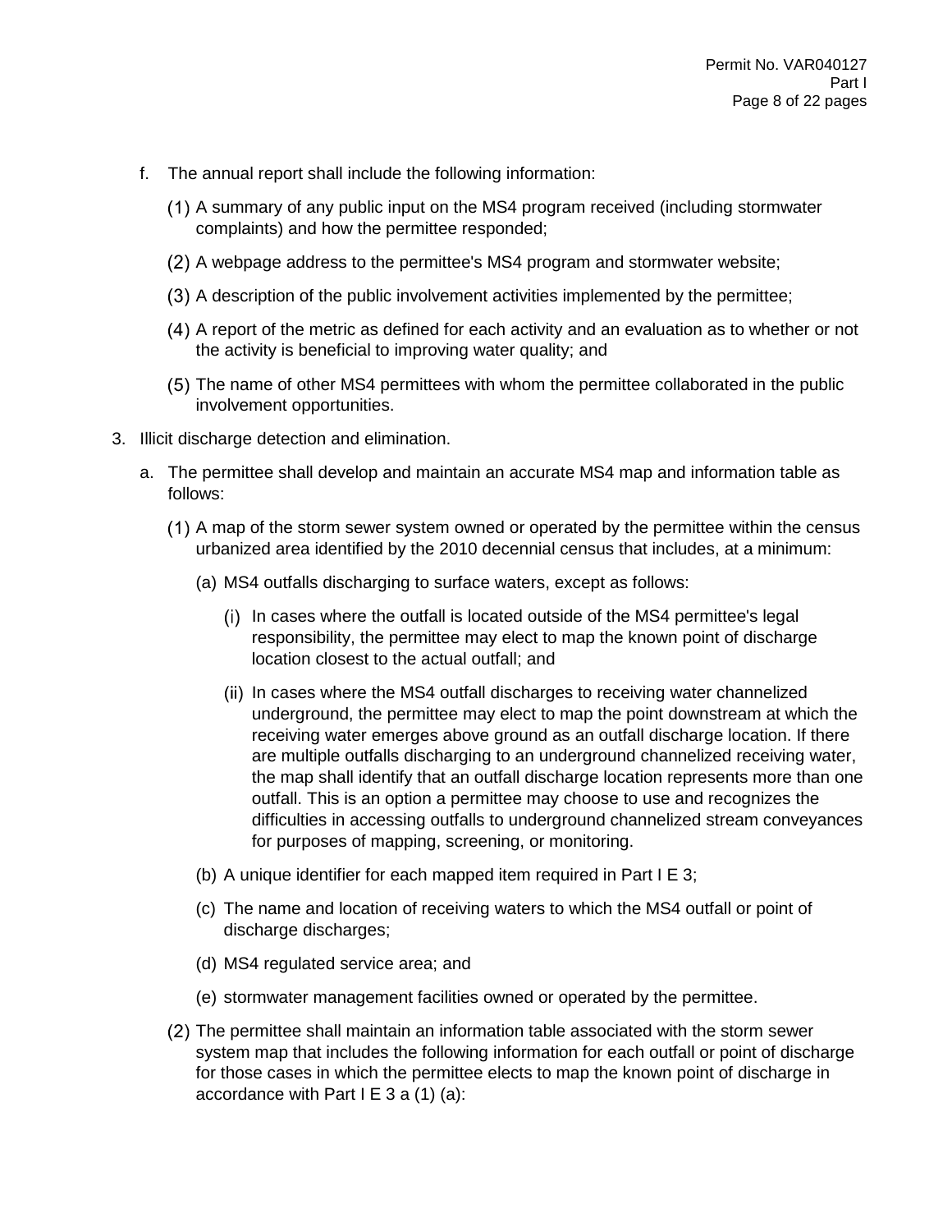f. The annual report shall include the following information:

(1) A summary of any public input on the MS4 program received (including stormwater complaints) and how the permittee responded;

(2) A webpage address to the permittee's MS4 program and stormwater website;

(3) A description of the public involvement activities implemented by the permittee;

(4) A report of the metric as defined for each activity and an evaluation as to whether or not the activity is beneficial to improving water quality; and

(5) The name of other MS4 permittees with whom the permittee collaborated in the public involvement opportunities.

3. Illicit discharge detection and elimination.

a. The permittee shall develop and maintain an accurate MS4 map and information table as follows:

(1) A map of the storm sewer system owned or operated by the permittee within the census urbanized area identified by the 2010 decennial census that includes, at a minimum:

(a) MS4 outfalls discharging to surface waters, except as follows:

(i) In cases where the outfall is located outside of the MS4 permittee's legal responsibility, the permittee may elect to map the known point of discharge location closest to the actual outfall; and

(ii) In cases where the MS4 outfall discharges to receiving water channelized underground, the permittee may elect to map the point downstream at which the receiving water emerges above ground as an outfall discharge location. If there are multiple outfalls discharging to an underground channelized receiving water, the map shall identify that an outfall discharge location represents more than one outfall. This is an option a permittee may choose to use and recognizes the difficulties in accessing outfalls to underground channelized stream conveyances for purposes of mapping, screening, or monitoring.

(b) A unique identifier for each mapped item required in Part I E 3;

(c) The name and location of receiving waters to which the MS4 outfall or point of discharge discharges;

(d) MS4 regulated service area; and

(e) stormwater management facilities owned or operated by the permittee.

(2) The permittee shall maintain an information table associated with the storm sewer system map that includes the following information for each outfall or point of discharge for those cases in which the permittee elects to map the known point of discharge in accordance with Part I E 3 a (1) (a):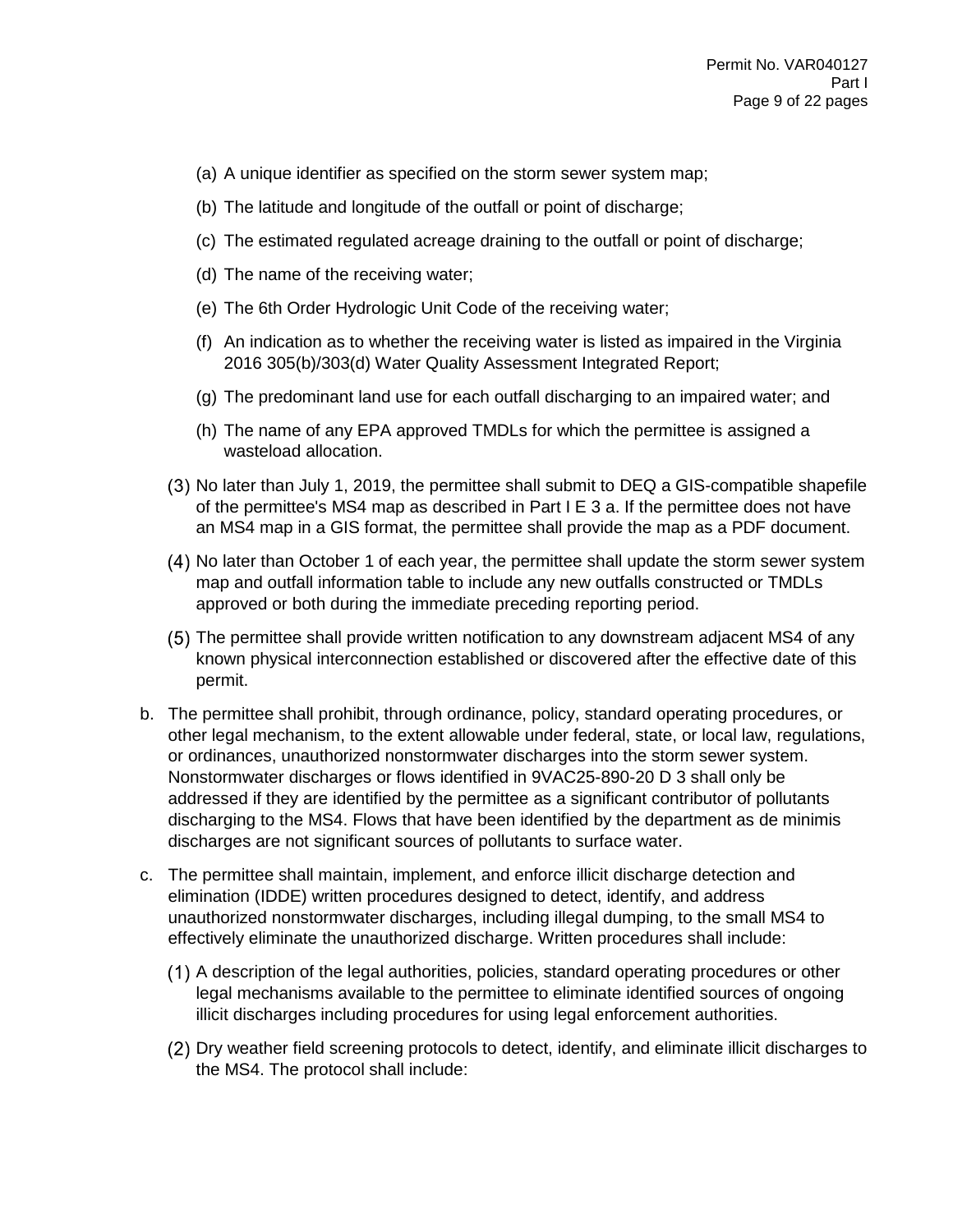(a) A unique identifier as specified on the storm sewer system map;

(b) The latitude and longitude of the outfall or point of discharge;

(c) The estimated regulated acreage draining to the outfall or point of discharge;

(d) The name of the receiving water;

(e) The 6th Order Hydrologic Unit Code of the receiving water;

(f) An indication as to whether the receiving water is listed as impaired in the Virginia 2016 305(b)/303(d) Water Quality Assessment Integrated Report;

(g) The predominant land use for each outfall discharging to an impaired water; and

(h) The name of any EPA approved TMDLs for which the permittee is assigned a wasteload allocation.

(3) No later than July 1, 2019, the permittee shall submit to DEQ a GIS-compatible shapefile of the permittee's MS4 map as described in Part I E 3 a. If the permittee does not have an MS4 map in a GIS format, the permittee shall provide the map as a PDF document.

(4) No later than October 1 of each year, the permittee shall update the storm sewer system map and outfall information table to include any new outfalls constructed or TMDLs approved or both during the immediate preceding reporting period.

(5) The permittee shall provide written notification to any downstream adjacent MS4 of any known physical interconnection established or discovered after the effective date of this permit.

b. The permittee shall prohibit, through ordinance, policy, standard operating procedures, or other legal mechanism, to the extent allowable under federal, state, or local law, regulations, or ordinances, unauthorized nonstormwater discharges into the storm sewer system. Nonstormwater discharges or flows identified in 9VAC25-890-20 D 3 shall only be addressed if they are identified by the permittee as a significant contributor of pollutants discharging to the MS4. Flows that have been identified by the department as de minimis discharges are not significant sources of pollutants to surface water.

c. The permittee shall maintain, implement, and enforce illicit discharge detection and elimination (IDDE) written procedures designed to detect, identify, and address unauthorized nonstormwater discharges, including illegal dumping, to the small MS4 to effectively eliminate the unauthorized discharge. Written procedures shall include:

(1) A description of the legal authorities, policies, standard operating procedures or other legal mechanisms available to the permittee to eliminate identified sources of ongoing illicit discharges including procedures for using legal enforcement authorities.

(2) Dry weather field screening protocols to detect, identify, and eliminate illicit discharges to the MS4. The protocol shall include: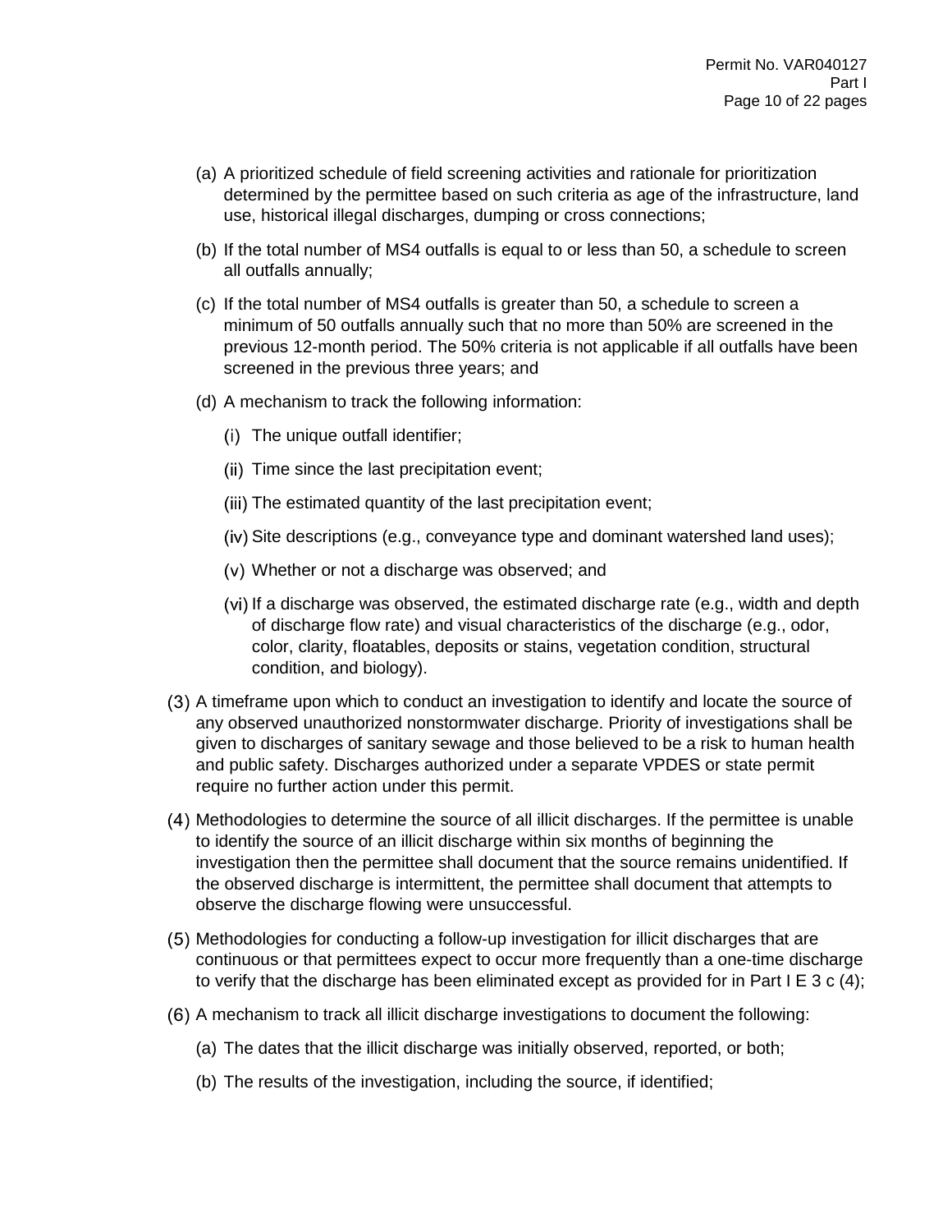(a) A prioritized schedule of field screening activities and rationale for prioritization determined by the permittee based on such criteria as age of the infrastructure, land use, historical illegal discharges, dumping or cross connections;

(b) If the total number of MS4 outfalls is equal to or less than 50, a schedule to screen all outfalls annually;

(c) If the total number of MS4 outfalls is greater than 50, a schedule to screen a minimum of 50 outfalls annually such that no more than 50% are screened in the previous 12-month period. The 50% criteria is not applicable if all outfalls have been screened in the previous three years; and

(d) A mechanism to track the following information:

(i) The unique outfall identifier;

(ii) Time since the last precipitation event;

(iii) The estimated quantity of the last precipitation event;

(iv) Site descriptions (e.g., conveyance type and dominant watershed land uses);

(v) Whether or not a discharge was observed; and

(vi) If a discharge was observed, the estimated discharge rate (e.g., width and depth of discharge flow rate) and visual characteristics of the discharge (e.g., odor, color, clarity, floatables, deposits or stains, vegetation condition, structural condition, and biology).

(3) A timeframe upon which to conduct an investigation to identify and locate the source of any observed unauthorized nonstormwater discharge. Priority of investigations shall be given to discharges of sanitary sewage and those believed to be a risk to human health and public safety. Discharges authorized under a separate VPDES or state permit require no further action under this permit.

(4) Methodologies to determine the source of all illicit discharges. If the permittee is unable to identify the source of an illicit discharge within six months of beginning the investigation then the permittee shall document that the source remains unidentified. If the observed discharge is intermittent, the permittee shall document that attempts to observe the discharge flowing were unsuccessful.

(5) Methodologies for conducting a follow-up investigation for illicit discharges that are continuous or that permittees expect to occur more frequently than a one-time discharge to verify that the discharge has been eliminated except as provided for in Part I E 3 c (4);

(6) A mechanism to track all illicit discharge investigations to document the following:

(a) The dates that the illicit discharge was initially observed, reported, or both;

(b) The results of the investigation, including the source, if identified;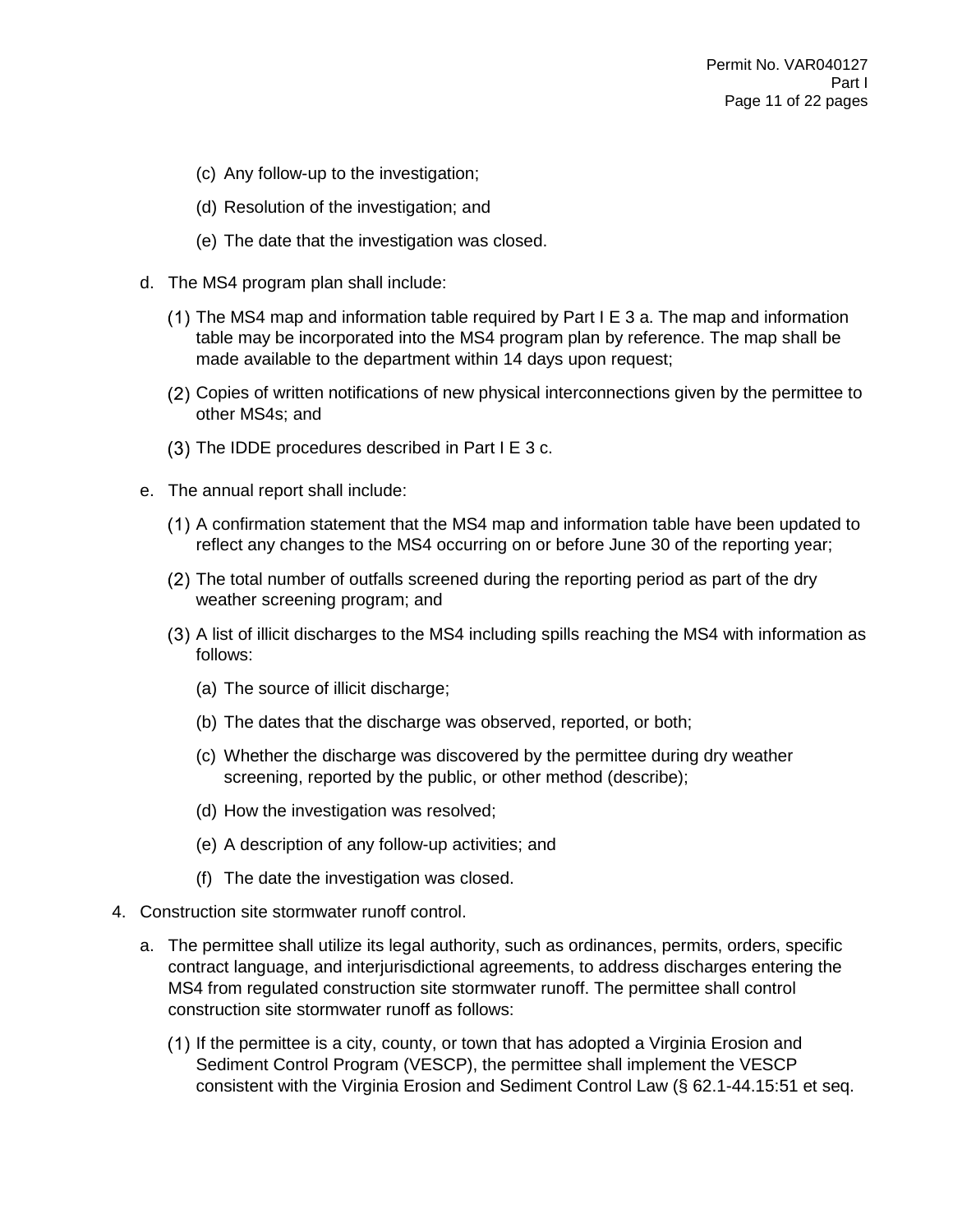(c) Any follow-up to the investigation;

(d) Resolution of the investigation; and

(e) The date that the investigation was closed.

d. The MS4 program plan shall include:

(1) The MS4 map and information table required by Part I E 3 a. The map and information table may be incorporated into the MS4 program plan by reference. The map shall be made available to the department within 14 days upon request;

(2) Copies of written notifications of new physical interconnections given by the permittee to other MS4s; and

(3) The IDDE procedures described in Part I E 3 c.

e. The annual report shall include:

(1) A confirmation statement that the MS4 map and information table have been updated to reflect any changes to the MS4 occurring on or before June 30 of the reporting year;

(2) The total number of outfalls screened during the reporting period as part of the dry weather screening program; and

(3) A list of illicit discharges to the MS4 including spills reaching the MS4 with information as follows:

(a) The source of illicit discharge;

(b) The dates that the discharge was observed, reported, or both;

(c) Whether the discharge was discovered by the permittee during dry weather screening, reported by the public, or other method (describe);

(d) How the investigation was resolved;

(e) A description of any follow-up activities; and

(f) The date the investigation was closed.

4. Construction site stormwater runoff control.

a. The permittee shall utilize its legal authority, such as ordinances, permits, orders, specific contract language, and interjurisdictional agreements, to address discharges entering the MS4 from regulated construction site stormwater runoff. The permittee shall control construction site stormwater runoff as follows:

(1) If the permittee is a city, county, or town that has adopted a Virginia Erosion and Sediment Control Program (VESCP), the permittee shall implement the VESCP consistent with the Virginia Erosion and Sediment Control Law (§ 62.1-44.15:51 et seq.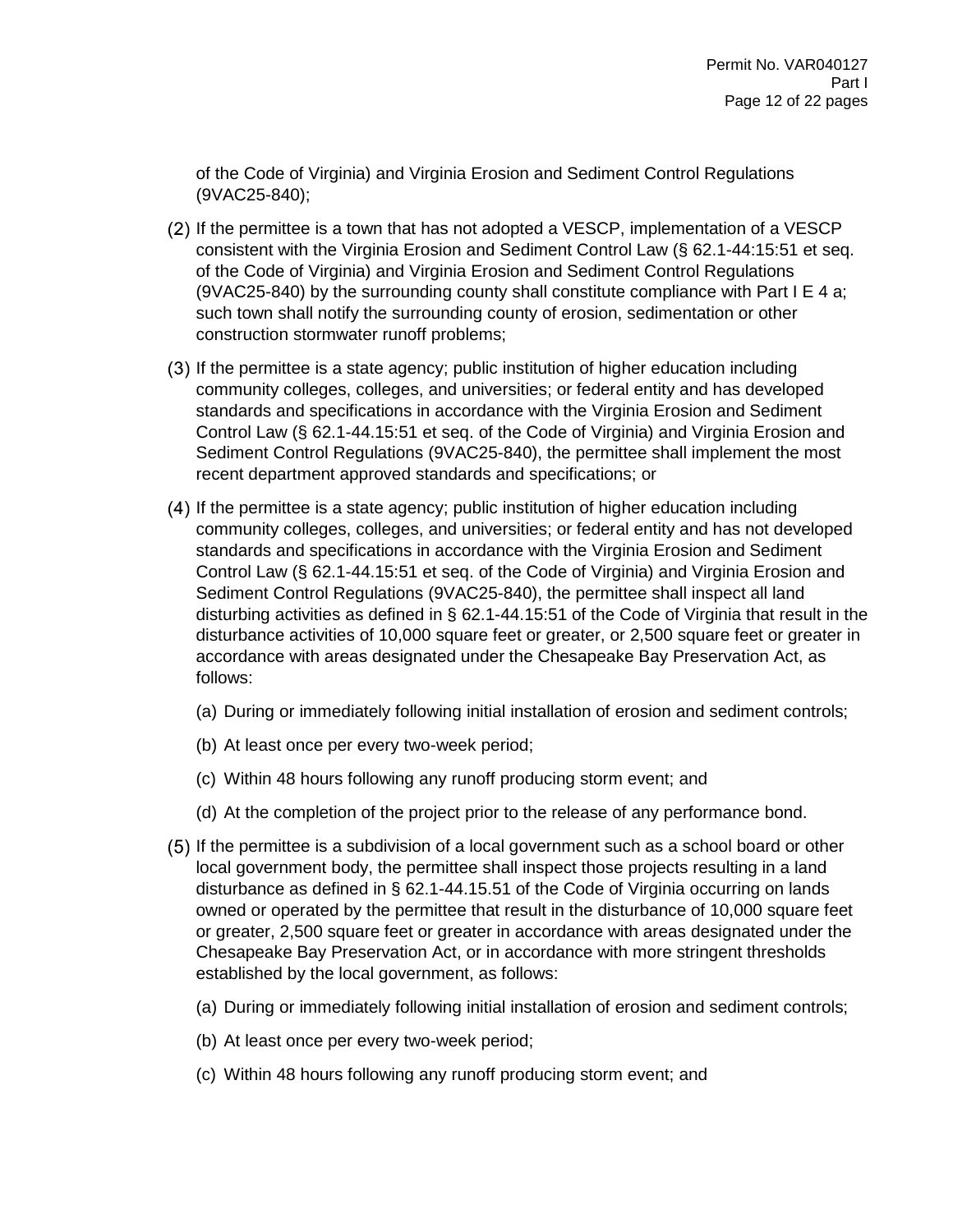of the Code of Virginia) and Virginia Erosion and Sediment Control Regulations (9VAC25-840);

(2) If the permittee is a town that has not adopted a VESCP, implementation of a VESCP consistent with the Virginia Erosion and Sediment Control Law (§ 62.1-44:15:51 et seq. of the Code of Virginia) and Virginia Erosion and Sediment Control Regulations (9VAC25-840) by the surrounding county shall constitute compliance with Part I E 4 a; such town shall notify the surrounding county of erosion, sedimentation or other construction stormwater runoff problems;

(3) If the permittee is a state agency; public institution of higher education including community colleges, colleges, and universities; or federal entity and has developed standards and specifications in accordance with the Virginia Erosion and Sediment Control Law (§ 62.1-44.15:51 et seq. of the Code of Virginia) and Virginia Erosion and Sediment Control Regulations (9VAC25-840), the permittee shall implement the most recent department approved standards and specifications; or

(4) If the permittee is a state agency; public institution of higher education including community colleges, colleges, and universities; or federal entity and has not developed standards and specifications in accordance with the Virginia Erosion and Sediment Control Law (§ 62.1-44.15:51 et seq. of the Code of Virginia) and Virginia Erosion and Sediment Control Regulations (9VAC25-840), the permittee shall inspect all land disturbing activities as defined in § 62.1-44.15:51 of the Code of Virginia that result in the disturbance activities of 10,000 square feet or greater, or 2,500 square feet or greater in accordance with areas designated under the Chesapeake Bay Preservation Act, as follows:

(a) During or immediately following initial installation of erosion and sediment controls;

(b) At least once per every two-week period;

(c) Within 48 hours following any runoff producing storm event; and

(d) At the completion of the project prior to the release of any performance bond.

(5) If the permittee is a subdivision of a local government such as a school board or other local government body, the permittee shall inspect those projects resulting in a land disturbance as defined in § 62.1-44.15.51 of the Code of Virginia occurring on lands owned or operated by the permittee that result in the disturbance of 10,000 square feet or greater, 2,500 square feet or greater in accordance with areas designated under the Chesapeake Bay Preservation Act, or in accordance with more stringent thresholds established by the local government, as follows:

(a) During or immediately following initial installation of erosion and sediment controls;

(b) At least once per every two-week period;

(c) Within 48 hours following any runoff producing storm event; and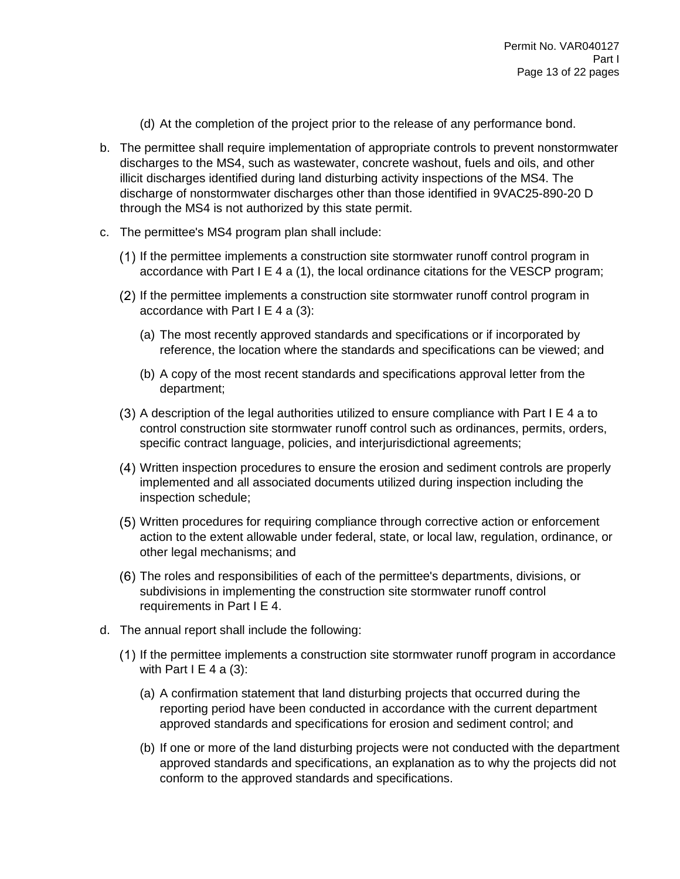(d) At the completion of the project prior to the release of any performance bond.

b. The permittee shall require implementation of appropriate controls to prevent nonstormwater discharges to the MS4, such as wastewater, concrete washout, fuels and oils, and other illicit discharges identified during land disturbing activity inspections of the MS4. The discharge of nonstormwater discharges other than those identified in 9VAC25-890-20 D through the MS4 is not authorized by this state permit.

c. The permittee's MS4 program plan shall include:

(1) If the permittee implements a construction site stormwater runoff control program in accordance with Part I E 4 a (1), the local ordinance citations for the VESCP program;

(2) If the permittee implements a construction site stormwater runoff control program in accordance with Part I E 4 a (3):

(a) The most recently approved standards and specifications or if incorporated by reference, the location where the standards and specifications can be viewed; and

(b) A copy of the most recent standards and specifications approval letter from the department;

(3) A description of the legal authorities utilized to ensure compliance with Part I E 4 a to control construction site stormwater runoff control such as ordinances, permits, orders, specific contract language, policies, and interjurisdictional agreements;

(4) Written inspection procedures to ensure the erosion and sediment controls are properly implemented and all associated documents utilized during inspection including the inspection schedule;

(5) Written procedures for requiring compliance through corrective action or enforcement action to the extent allowable under federal, state, or local law, regulation, ordinance, or other legal mechanisms; and

(6) The roles and responsibilities of each of the permittee's departments, divisions, or subdivisions in implementing the construction site stormwater runoff control requirements in Part I E 4.

d. The annual report shall include the following:

(1) If the permittee implements a construction site stormwater runoff program in accordance with Part I E 4 a (3):

(a) A confirmation statement that land disturbing projects that occurred during the reporting period have been conducted in accordance with the current department approved standards and specifications for erosion and sediment control; and

(b) If one or more of the land disturbing projects were not conducted with the department approved standards and specifications, an explanation as to why the projects did not conform to the approved standards and specifications.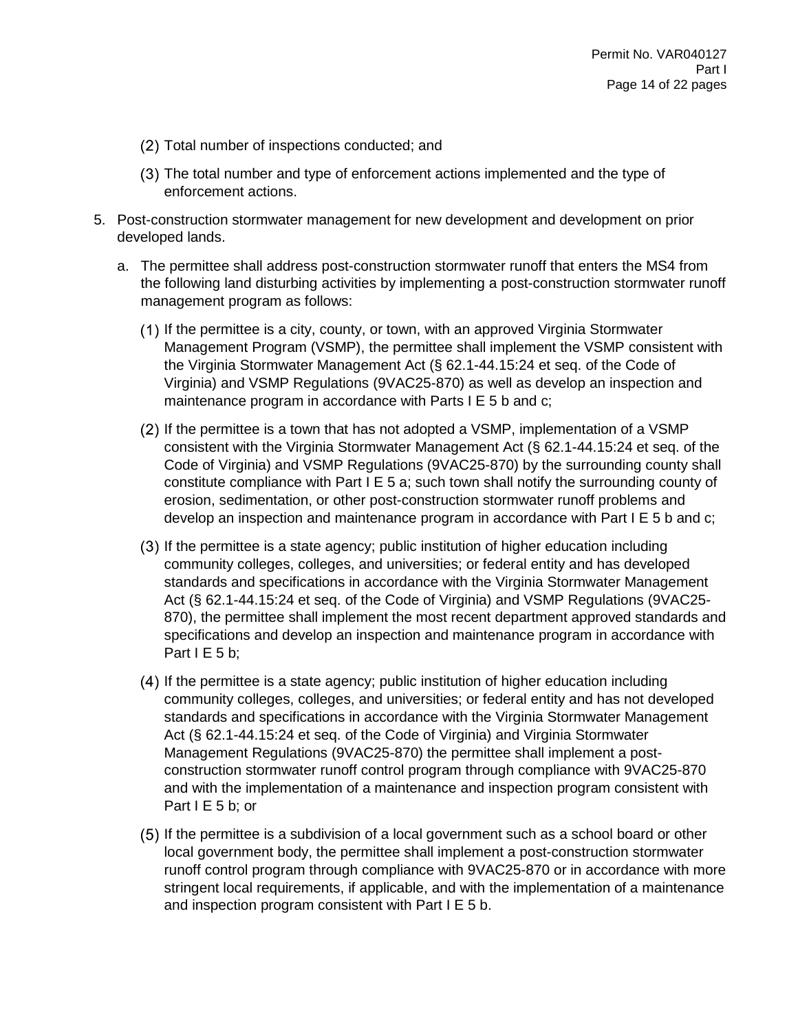(2) Total number of inspections conducted; and

(3) The total number and type of enforcement actions implemented and the type of enforcement actions.

5. Post-construction stormwater management for new development and development on prior developed lands.

   a. The permittee shall address post-construction stormwater runoff that enters the MS4 from the following land disturbing activities by implementing a post-construction stormwater runoff management program as follows:

      (1) If the permittee is a city, county, or town, with an approved Virginia Stormwater Management Program (VSMP), the permittee shall implement the VSMP consistent with the Virginia Stormwater Management Act (§ 62.1-44.15:24 et seq. of the Code of Virginia) and VSMP Regulations (9VAC25-870) as well as develop an inspection and maintenance program in accordance with Parts I E 5 b and c;

      (2) If the permittee is a town that has not adopted a VSMP, implementation of a VSMP consistent with the Virginia Stormwater Management Act (§ 62.1-44.15:24 et seq. of the Code of Virginia) and VSMP Regulations (9VAC25-870) by the surrounding county shall constitute compliance with Part I E 5 a; such town shall notify the surrounding county of erosion, sedimentation, or other post-construction stormwater runoff problems and develop an inspection and maintenance program in accordance with Part I E 5 b and c;

      (3) If the permittee is a state agency; public institution of higher education including community colleges, colleges, and universities; or federal entity and has developed standards and specifications in accordance with the Virginia Stormwater Management Act (§ 62.1-44.15:24 et seq. of the Code of Virginia) and VSMP Regulations (9VAC25-870), the permittee shall implement the most recent department approved standards and specifications and develop an inspection and maintenance program in accordance with Part I E 5 b;

      (4) If the permittee is a state agency; public institution of higher education including community colleges, colleges, and universities; or federal entity and has not developed standards and specifications in accordance with the Virginia Stormwater Management Act (§ 62.1-44.15:24 et seq. of the Code of Virginia) and Virginia Stormwater Management Regulations (9VAC25-870) the permittee shall implement a post-construction stormwater runoff control program through compliance with 9VAC25-870 and with the implementation of a maintenance and inspection program consistent with Part I E 5 b; or

      (5) If the permittee is a subdivision of a local government such as a school board or other local government body, the permittee shall implement a post-construction stormwater runoff control program through compliance with 9VAC25-870 or in accordance with more stringent local requirements, if applicable, and with the implementation of a maintenance and inspection program consistent with Part I E 5 b.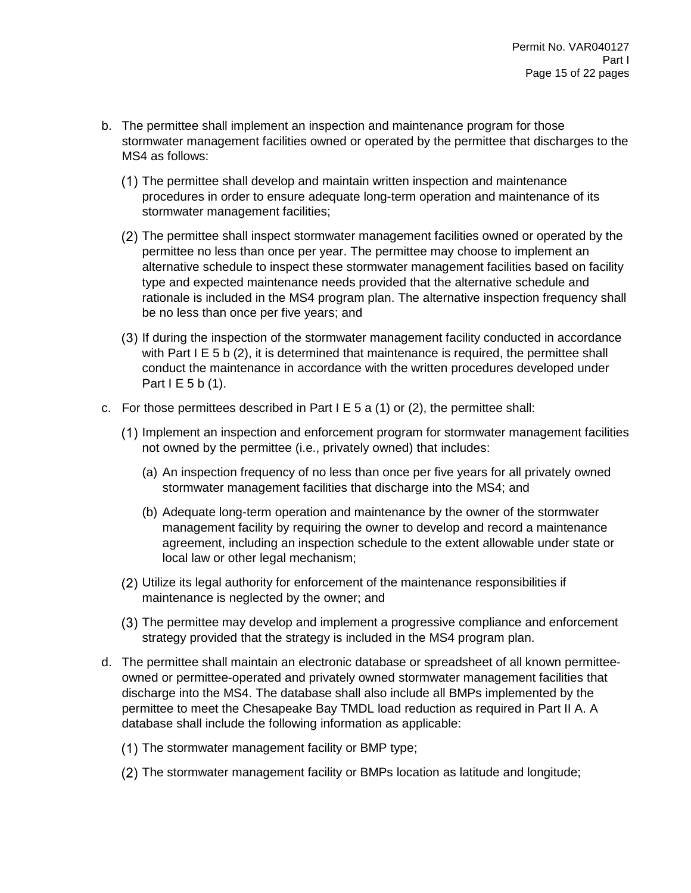b. The permittee shall implement an inspection and maintenance program for those stormwater management facilities owned or operated by the permittee that discharges to the MS4 as follows:

   (1) The permittee shall develop and maintain written inspection and maintenance procedures in order to ensure adequate long-term operation and maintenance of its stormwater management facilities;

   (2) The permittee shall inspect stormwater management facilities owned or operated by the permittee no less than once per year. The permittee may choose to implement an alternative schedule to inspect these stormwater management facilities based on facility type and expected maintenance needs provided that the alternative schedule and rationale is included in the MS4 program plan. The alternative inspection frequency shall be no less than once per five years; and

   (3) If during the inspection of the stormwater management facility conducted in accordance with Part I E 5 b (2), it is determined that maintenance is required, the permittee shall conduct the maintenance in accordance with the written procedures developed under Part I E 5 b (1).

c. For those permittees described in Part I E 5 a (1) or (2), the permittee shall:

   (1) Implement an inspection and enforcement program for stormwater management facilities not owned by the permittee (i.e., privately owned) that includes:

      (a) An inspection frequency of no less than once per five years for all privately owned stormwater management facilities that discharge into the MS4; and

      (b) Adequate long-term operation and maintenance by the owner of the stormwater management facility by requiring the owner to develop and record a maintenance agreement, including an inspection schedule to the extent allowable under state or local law or other legal mechanism;

   (2) Utilize its legal authority for enforcement of the maintenance responsibilities if maintenance is neglected by the owner; and

   (3) The permittee may develop and implement a progressive compliance and enforcement strategy provided that the strategy is included in the MS4 program plan.

d. The permittee shall maintain an electronic database or spreadsheet of all known permittee-owned or permittee-operated and privately owned stormwater management facilities that discharge into the MS4. The database shall also include all BMPs implemented by the permittee to meet the Chesapeake Bay TMDL load reduction as required in Part II A. A database shall include the following information as applicable:

   (1) The stormwater management facility or BMP type;

   (2) The stormwater management facility or BMPs location as latitude and longitude;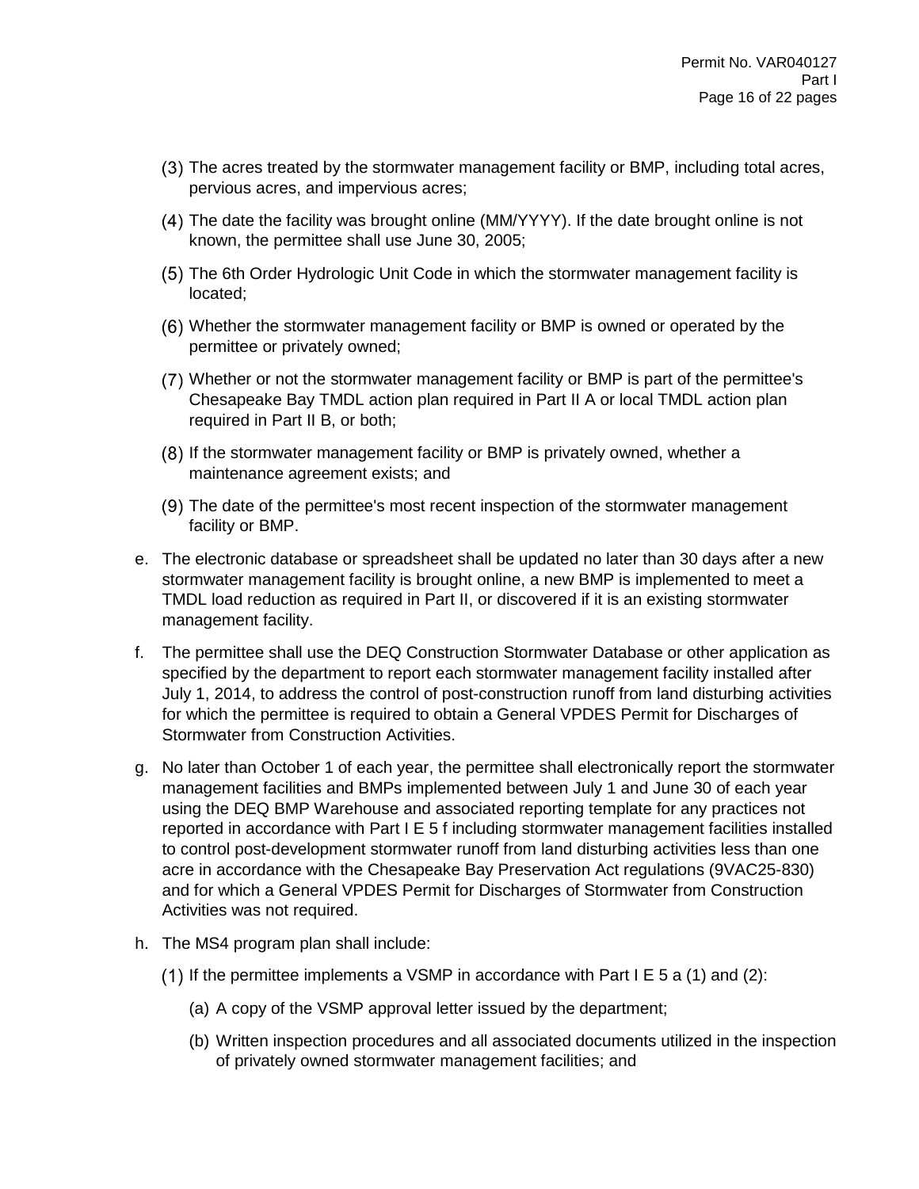(3) The acres treated by the stormwater management facility or BMP, including total acres, pervious acres, and impervious acres;

(4) The date the facility was brought online (MM/YYYY). If the date brought online is not known, the permittee shall use June 30, 2005;

(5) The 6th Order Hydrologic Unit Code in which the stormwater management facility is located;

(6) Whether the stormwater management facility or BMP is owned or operated by the permittee or privately owned;

(7) Whether or not the stormwater management facility or BMP is part of the permittee's Chesapeake Bay TMDL action plan required in Part II A or local TMDL action plan required in Part II B, or both;

(8) If the stormwater management facility or BMP is privately owned, whether a maintenance agreement exists; and

(9) The date of the permittee's most recent inspection of the stormwater management facility or BMP.

e. The electronic database or spreadsheet shall be updated no later than 30 days after a new stormwater management facility is brought online, a new BMP is implemented to meet a TMDL load reduction as required in Part II, or discovered if it is an existing stormwater management facility.

f. The permittee shall use the DEQ Construction Stormwater Database or other application as specified by the department to report each stormwater management facility installed after July 1, 2014, to address the control of post-construction runoff from land disturbing activities for which the permittee is required to obtain a General VPDES Permit for Discharges of Stormwater from Construction Activities.

g. No later than October 1 of each year, the permittee shall electronically report the stormwater management facilities and BMPs implemented between July 1 and June 30 of each year using the DEQ BMP Warehouse and associated reporting template for any practices not reported in accordance with Part I E 5 f including stormwater management facilities installed to control post-development stormwater runoff from land disturbing activities less than one acre in accordance with the Chesapeake Bay Preservation Act regulations (9VAC25-830) and for which a General VPDES Permit for Discharges of Stormwater from Construction Activities was not required.

h. The MS4 program plan shall include:

(1) If the permittee implements a VSMP in accordance with Part I E 5 a (1) and (2):

(a) A copy of the VSMP approval letter issued by the department;

(b) Written inspection procedures and all associated documents utilized in the inspection of privately owned stormwater management facilities; and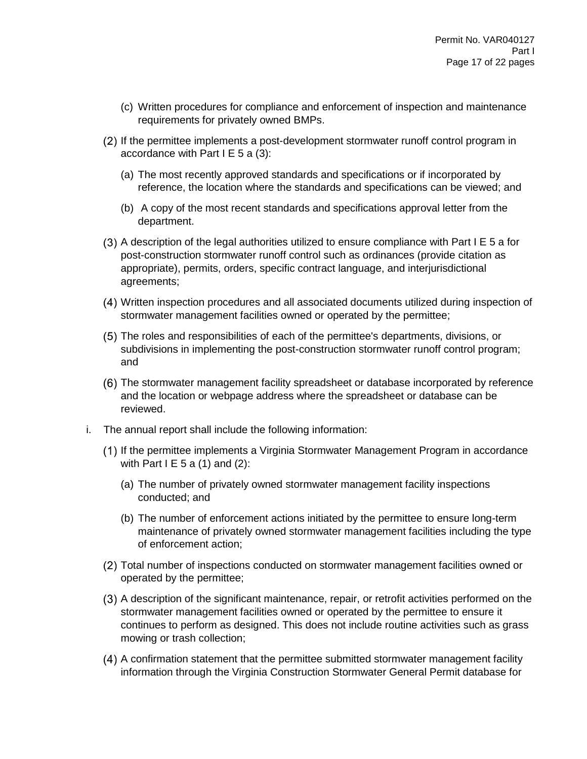(c) Written procedures for compliance and enforcement of inspection and maintenance requirements for privately owned BMPs.

(2) If the permittee implements a post-development stormwater runoff control program in accordance with Part I E 5 a (3):

(a) The most recently approved standards and specifications or if incorporated by reference, the location where the standards and specifications can be viewed; and

(b) A copy of the most recent standards and specifications approval letter from the department.

(3) A description of the legal authorities utilized to ensure compliance with Part I E 5 a for post-construction stormwater runoff control such as ordinances (provide citation as appropriate), permits, orders, specific contract language, and interjurisdictional agreements;

(4) Written inspection procedures and all associated documents utilized during inspection of stormwater management facilities owned or operated by the permittee;

(5) The roles and responsibilities of each of the permittee's departments, divisions, or subdivisions in implementing the post-construction stormwater runoff control program; and

(6) The stormwater management facility spreadsheet or database incorporated by reference and the location or webpage address where the spreadsheet or database can be reviewed.

i. The annual report shall include the following information:

(1) If the permittee implements a Virginia Stormwater Management Program in accordance with Part I E 5 a (1) and (2):

(a) The number of privately owned stormwater management facility inspections conducted; and

(b) The number of enforcement actions initiated by the permittee to ensure long-term maintenance of privately owned stormwater management facilities including the type of enforcement action;

(2) Total number of inspections conducted on stormwater management facilities owned or operated by the permittee;

(3) A description of the significant maintenance, repair, or retrofit activities performed on the stormwater management facilities owned or operated by the permittee to ensure it continues to perform as designed. This does not include routine activities such as grass mowing or trash collection;

(4) A confirmation statement that the permittee submitted stormwater management facility information through the Virginia Construction Stormwater General Permit database for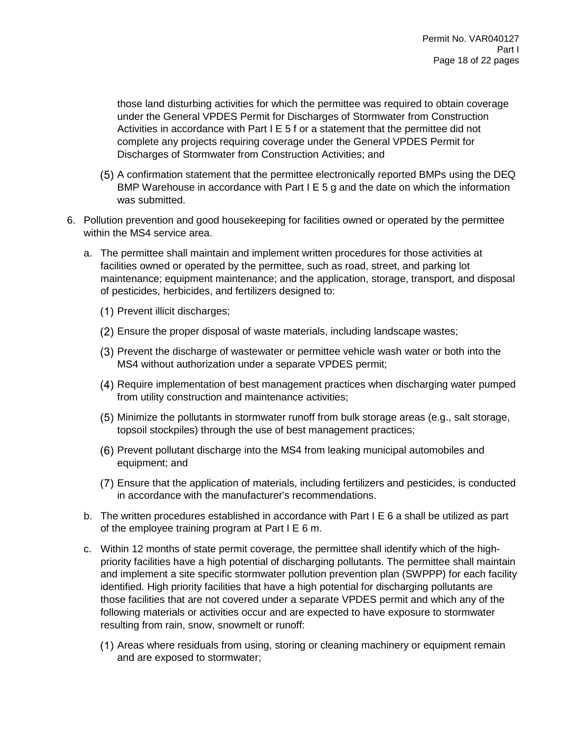those land disturbing activities for which the permittee was required to obtain coverage under the General VPDES Permit for Discharges of Stormwater from Construction Activities in accordance with Part I E 5 f or a statement that the permittee did not complete any projects requiring coverage under the General VPDES Permit for Discharges of Stormwater from Construction Activities; and

(5) A confirmation statement that the permittee electronically reported BMPs using the DEQ BMP Warehouse in accordance with Part I E 5 g and the date on which the information was submitted.

6. Pollution prevention and good housekeeping for facilities owned or operated by the permittee within the MS4 service area.

   a. The permittee shall maintain and implement written procedures for those activities at facilities owned or operated by the permittee, such as road, street, and parking lot maintenance; equipment maintenance; and the application, storage, transport, and disposal of pesticides, herbicides, and fertilizers designed to:

      (1) Prevent illicit discharges;

      (2) Ensure the proper disposal of waste materials, including landscape wastes;

      (3) Prevent the discharge of wastewater or permittee vehicle wash water or both into the MS4 without authorization under a separate VPDES permit;

      (4) Require implementation of best management practices when discharging water pumped from utility construction and maintenance activities;

      (5) Minimize the pollutants in stormwater runoff from bulk storage areas (e.g., salt storage, topsoil stockpiles) through the use of best management practices;

      (6) Prevent pollutant discharge into the MS4 from leaking municipal automobiles and equipment; and

      (7) Ensure that the application of materials, including fertilizers and pesticides, is conducted in accordance with the manufacturer's recommendations.

   b. The written procedures established in accordance with Part I E 6 a shall be utilized as part of the employee training program at Part I E 6 m.

   c. Within 12 months of state permit coverage, the permittee shall identify which of the high-priority facilities have a high potential of discharging pollutants. The permittee shall maintain and implement a site specific stormwater pollution prevention plan (SWPPP) for each facility identified. High priority facilities that have a high potential for discharging pollutants are those facilities that are not covered under a separate VPDES permit and which any of the following materials or activities occur and are expected to have exposure to stormwater resulting from rain, snow, snowmelt or runoff:

      (1) Areas where residuals from using, storing or cleaning machinery or equipment remain and are exposed to stormwater;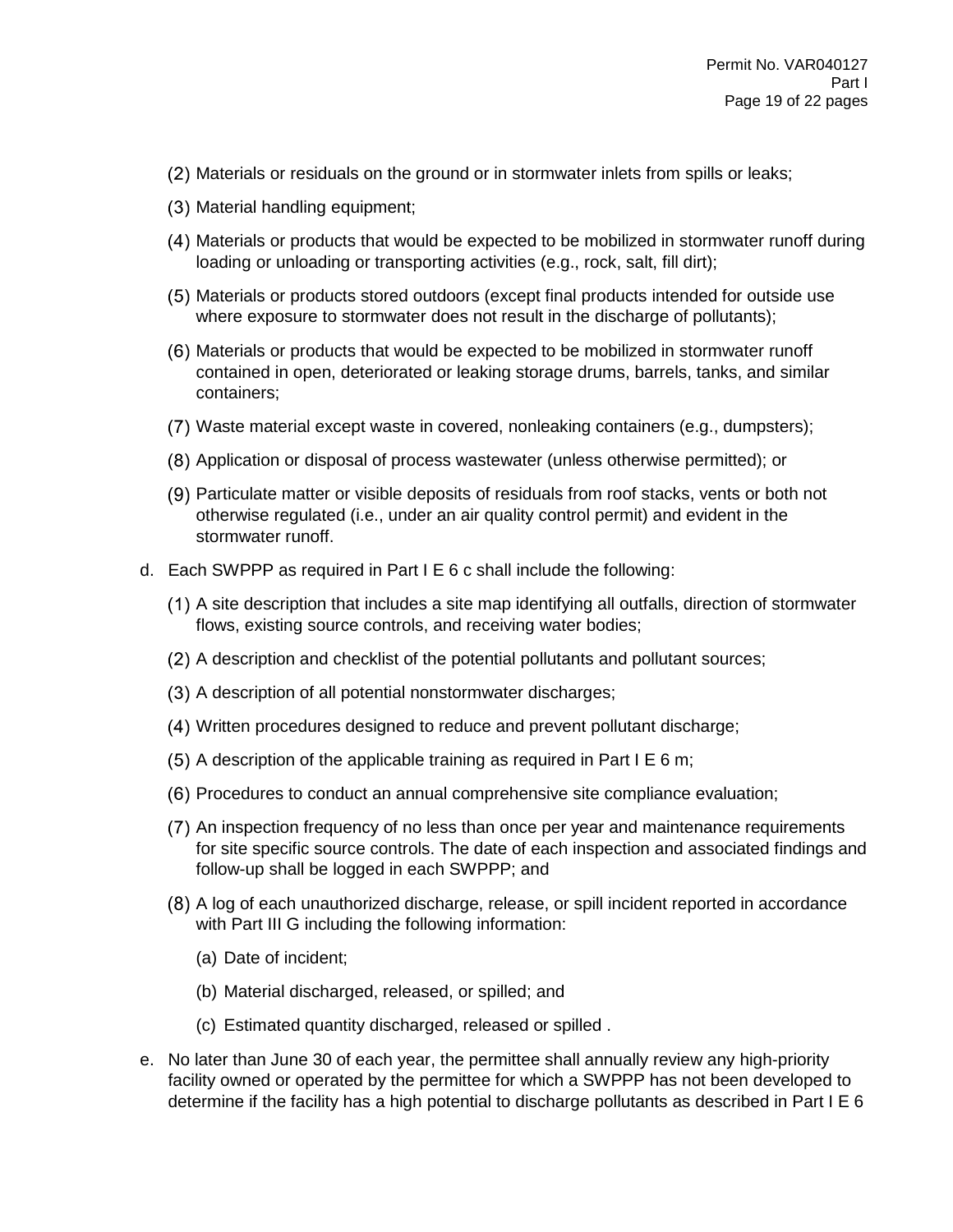(2) Materials or residuals on the ground or in stormwater inlets from spills or leaks;

(3) Material handling equipment;

(4) Materials or products that would be expected to be mobilized in stormwater runoff during loading or unloading or transporting activities (e.g., rock, salt, fill dirt);

(5) Materials or products stored outdoors (except final products intended for outside use where exposure to stormwater does not result in the discharge of pollutants);

(6) Materials or products that would be expected to be mobilized in stormwater runoff contained in open, deteriorated or leaking storage drums, barrels, tanks, and similar containers;

(7) Waste material except waste in covered, nonleaking containers (e.g., dumpsters);

(8) Application or disposal of process wastewater (unless otherwise permitted); or

(9) Particulate matter or visible deposits of residuals from roof stacks, vents or both not otherwise regulated (i.e., under an air quality control permit) and evident in the stormwater runoff.

d. Each SWPPP as required in Part I E 6 c shall include the following:

(1) A site description that includes a site map identifying all outfalls, direction of stormwater flows, existing source controls, and receiving water bodies;

(2) A description and checklist of the potential pollutants and pollutant sources;

(3) A description of all potential nonstormwater discharges;

(4) Written procedures designed to reduce and prevent pollutant discharge;

(5) A description of the applicable training as required in Part I E 6 m;

(6) Procedures to conduct an annual comprehensive site compliance evaluation;

(7) An inspection frequency of no less than once per year and maintenance requirements for site specific source controls. The date of each inspection and associated findings and follow-up shall be logged in each SWPPP; and

(8) A log of each unauthorized discharge, release, or spill incident reported in accordance with Part III G including the following information:

(a) Date of incident;

(b) Material discharged, released, or spilled; and

(c) Estimated quantity discharged, released or spilled .

e. No later than June 30 of each year, the permittee shall annually review any high-priority facility owned or operated by the permittee for which a SWPPP has not been developed to determine if the facility has a high potential to discharge pollutants as described in Part I E 6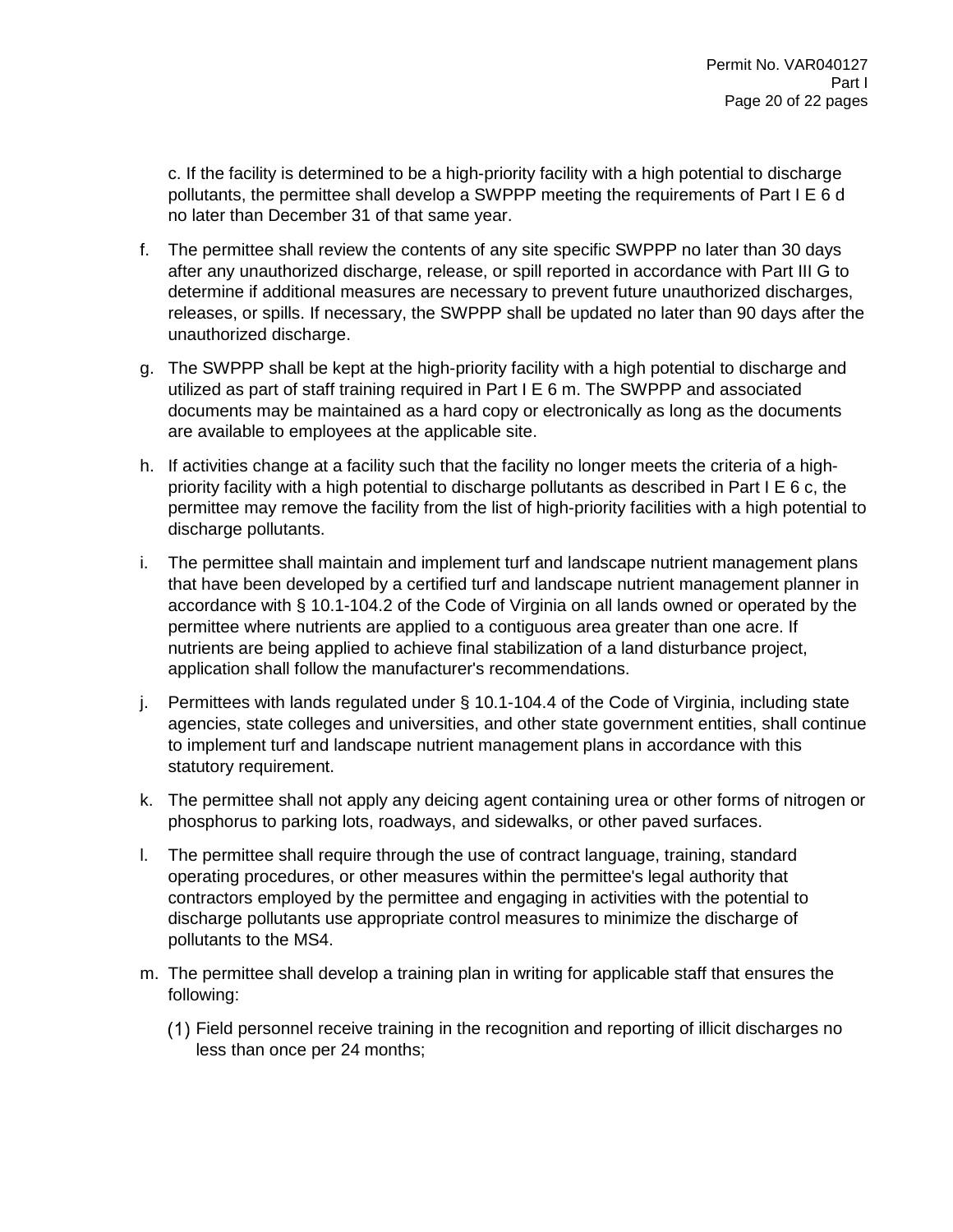c. If the facility is determined to be a high-priority facility with a high potential to discharge pollutants, the permittee shall develop a SWPPP meeting the requirements of Part I E 6 d no later than December 31 of that same year.

f. The permittee shall review the contents of any site specific SWPPP no later than 30 days after any unauthorized discharge, release, or spill reported in accordance with Part III G to determine if additional measures are necessary to prevent future unauthorized discharges, releases, or spills. If necessary, the SWPPP shall be updated no later than 90 days after the unauthorized discharge.

g. The SWPPP shall be kept at the high-priority facility with a high potential to discharge and utilized as part of staff training required in Part I E 6 m. The SWPPP and associated documents may be maintained as a hard copy or electronically as long as the documents are available to employees at the applicable site.

h. If activities change at a facility such that the facility no longer meets the criteria of a high-priority facility with a high potential to discharge pollutants as described in Part I E 6 c, the permittee may remove the facility from the list of high-priority facilities with a high potential to discharge pollutants.

i. The permittee shall maintain and implement turf and landscape nutrient management plans that have been developed by a certified turf and landscape nutrient management planner in accordance with § 10.1-104.2 of the Code of Virginia on all lands owned or operated by the permittee where nutrients are applied to a contiguous area greater than one acre. If nutrients are being applied to achieve final stabilization of a land disturbance project, application shall follow the manufacturer's recommendations.

j. Permittees with lands regulated under § 10.1-104.4 of the Code of Virginia, including state agencies, state colleges and universities, and other state government entities, shall continue to implement turf and landscape nutrient management plans in accordance with this statutory requirement.

k. The permittee shall not apply any deicing agent containing urea or other forms of nitrogen or phosphorus to parking lots, roadways, and sidewalks, or other paved surfaces.

l. The permittee shall require through the use of contract language, training, standard operating procedures, or other measures within the permittee's legal authority that contractors employed by the permittee and engaging in activities with the potential to discharge pollutants use appropriate control measures to minimize the discharge of pollutants to the MS4.

m. The permittee shall develop a training plan in writing for applicable staff that ensures the following:

   (1) Field personnel receive training in the recognition and reporting of illicit discharges no less than once per 24 months;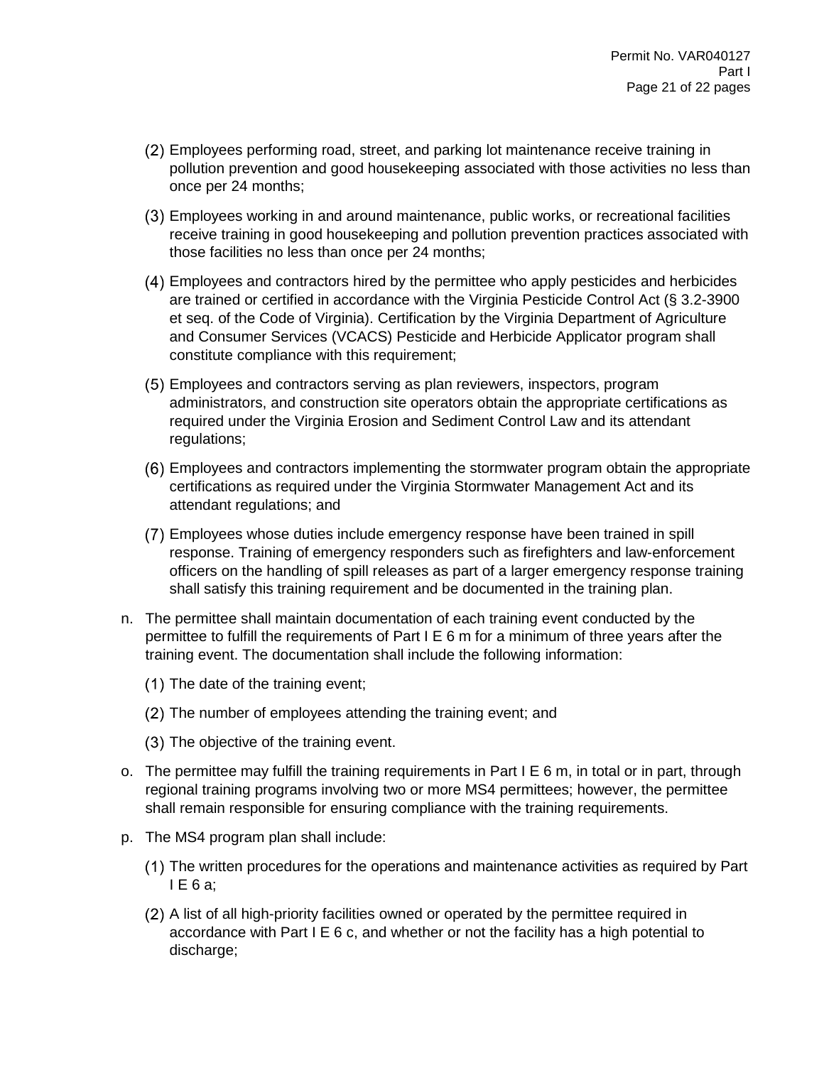(2) Employees performing road, street, and parking lot maintenance receive training in pollution prevention and good housekeeping associated with those activities no less than once per 24 months;

(3) Employees working in and around maintenance, public works, or recreational facilities receive training in good housekeeping and pollution prevention practices associated with those facilities no less than once per 24 months;

(4) Employees and contractors hired by the permittee who apply pesticides and herbicides are trained or certified in accordance with the Virginia Pesticide Control Act (§ 3.2-3900 et seq. of the Code of Virginia). Certification by the Virginia Department of Agriculture and Consumer Services (VCACS) Pesticide and Herbicide Applicator program shall constitute compliance with this requirement;

(5) Employees and contractors serving as plan reviewers, inspectors, program administrators, and construction site operators obtain the appropriate certifications as required under the Virginia Erosion and Sediment Control Law and its attendant regulations;

(6) Employees and contractors implementing the stormwater program obtain the appropriate certifications as required under the Virginia Stormwater Management Act and its attendant regulations; and

(7) Employees whose duties include emergency response have been trained in spill response. Training of emergency responders such as firefighters and law-enforcement officers on the handling of spill releases as part of a larger emergency response training shall satisfy this training requirement and be documented in the training plan.

n. The permittee shall maintain documentation of each training event conducted by the permittee to fulfill the requirements of Part I E 6 m for a minimum of three years after the training event. The documentation shall include the following information:

(1) The date of the training event;

(2) The number of employees attending the training event; and

(3) The objective of the training event.

o. The permittee may fulfill the training requirements in Part I E 6 m, in total or in part, through regional training programs involving two or more MS4 permittees; however, the permittee shall remain responsible for ensuring compliance with the training requirements.

p. The MS4 program plan shall include:

(1) The written procedures for the operations and maintenance activities as required by Part I E 6 a;

(2) A list of all high-priority facilities owned or operated by the permittee required in accordance with Part I E 6 c, and whether or not the facility has a high potential to discharge;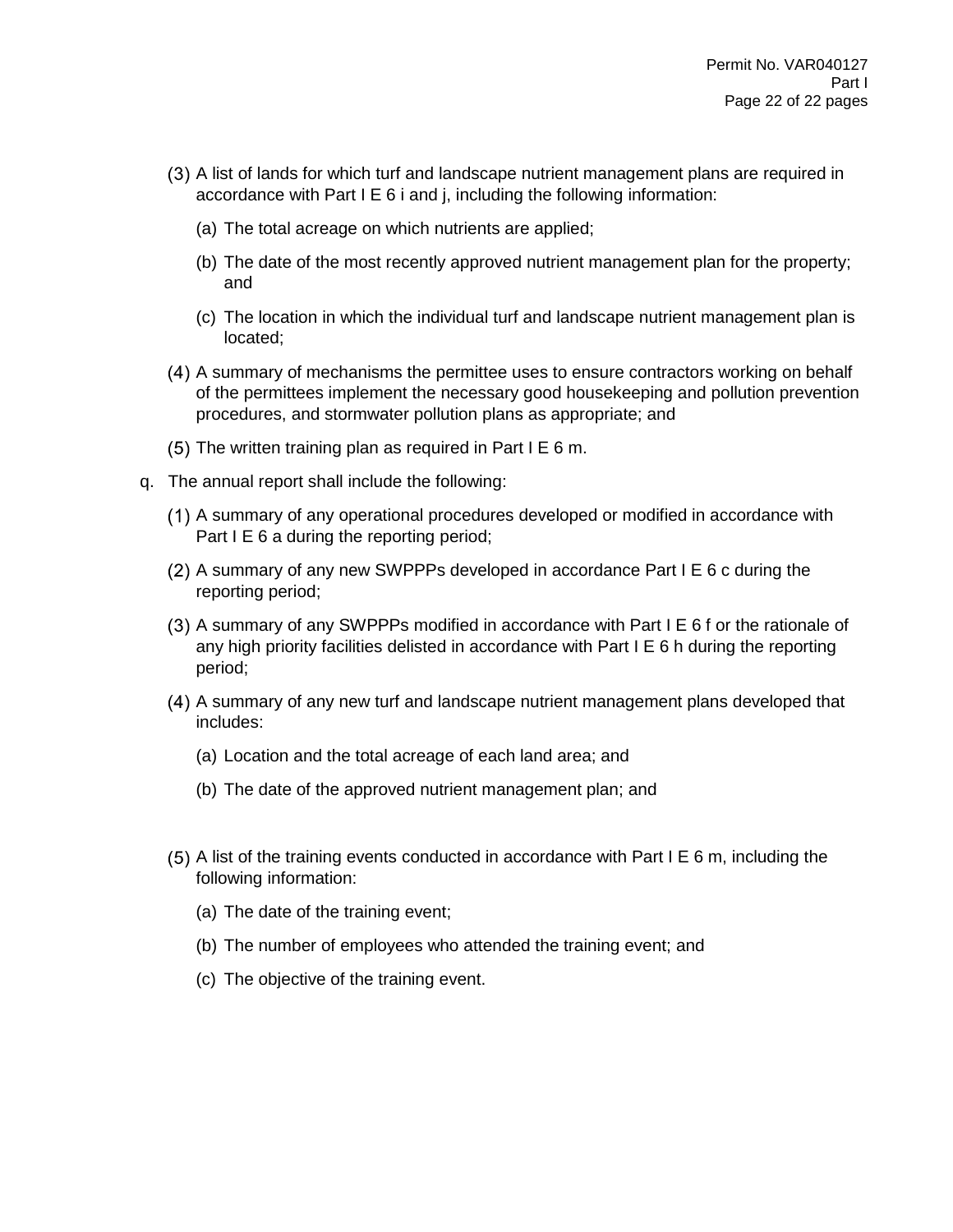(3) A list of lands for which turf and landscape nutrient management plans are required in accordance with Part I E 6 i and j, including the following information:

    (a) The total acreage on which nutrients are applied;

    (b) The date of the most recently approved nutrient management plan for the property; and

    (c) The location in which the individual turf and landscape nutrient management plan is located;

(4) A summary of mechanisms the permittee uses to ensure contractors working on behalf of the permittees implement the necessary good housekeeping and pollution prevention procedures, and stormwater pollution plans as appropriate; and

(5) The written training plan as required in Part I E 6 m.

q. The annual report shall include the following:

(1) A summary of any operational procedures developed or modified in accordance with Part I E 6 a during the reporting period;

(2) A summary of any new SWPPPs developed in accordance Part I E 6 c during the reporting period;

(3) A summary of any SWPPPs modified in accordance with Part I E 6 f or the rationale of any high priority facilities delisted in accordance with Part I E 6 h during the reporting period;

(4) A summary of any new turf and landscape nutrient management plans developed that includes:

    (a) Location and the total acreage of each land area; and

    (b) The date of the approved nutrient management plan; and

(5) A list of the training events conducted in accordance with Part I E 6 m, including the following information:

    (a) The date of the training event;

    (b) The number of employees who attended the training event; and

    (c) The objective of the training event.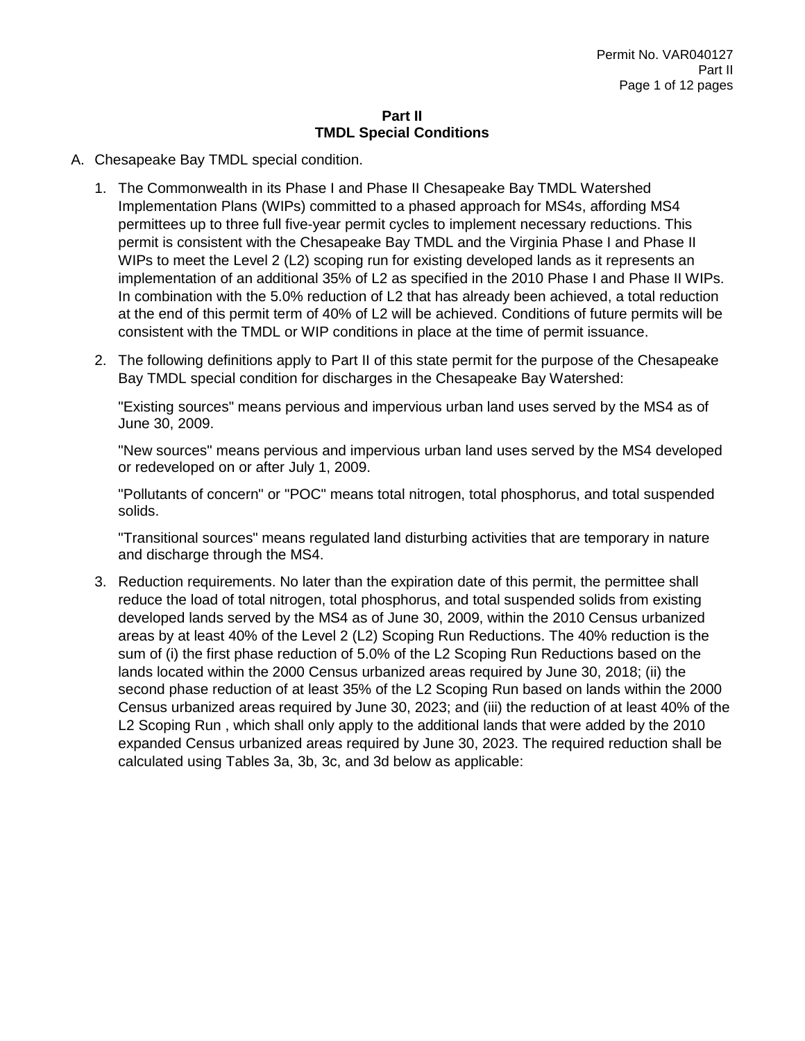## Part II
## TMDL Special Conditions

A. Chesapeake Bay TMDL special condition.

1. The Commonwealth in its Phase I and Phase II Chesapeake Bay TMDL Watershed Implementation Plans (WIPs) committed to a phased approach for MS4s, affording MS4 permittees up to three full five-year permit cycles to implement necessary reductions. This permit is consistent with the Chesapeake Bay TMDL and the Virginia Phase I and Phase II WIPs to meet the Level 2 (L2) scoping run for existing developed lands as it represents an implementation of an additional 35% of L2 as specified in the 2010 Phase I and Phase II WIPs. In combination with the 5.0% reduction of L2 that has already been achieved, a total reduction at the end of this permit term of 40% of L2 will be achieved. Conditions of future permits will be consistent with the TMDL or WIP conditions in place at the time of permit issuance.

2. The following definitions apply to Part II of this state permit for the purpose of the Chesapeake Bay TMDL special condition for discharges in the Chesapeake Bay Watershed:

   "Existing sources" means pervious and impervious urban land uses served by the MS4 as of June 30, 2009.

   "New sources" means pervious and impervious urban land uses served by the MS4 developed or redeveloped on or after July 1, 2009.

   "Pollutants of concern" or "POC" means total nitrogen, total phosphorus, and total suspended solids.

   "Transitional sources" means regulated land disturbing activities that are temporary in nature and discharge through the MS4.

3. Reduction requirements. No later than the expiration date of this permit, the permittee shall reduce the load of total nitrogen, total phosphorus, and total suspended solids from existing developed lands served by the MS4 as of June 30, 2009, within the 2010 Census urbanized areas by at least 40% of the Level 2 (L2) Scoping Run Reductions. The 40% reduction is the sum of (i) the first phase reduction of 5.0% of the L2 Scoping Run Reductions based on the lands located within the 2000 Census urbanized areas required by June 30, 2018; (ii) the second phase reduction of at least 35% of the L2 Scoping Run based on lands within the 2000 Census urbanized areas required by June 30, 2023; and (iii) the reduction of at least 40% of the L2 Scoping Run , which shall only apply to the additional lands that were added by the 2010 expanded Census urbanized areas required by June 30, 2023. The required reduction shall be calculated using Tables 3a, 3b, 3c, and 3d below as applicable: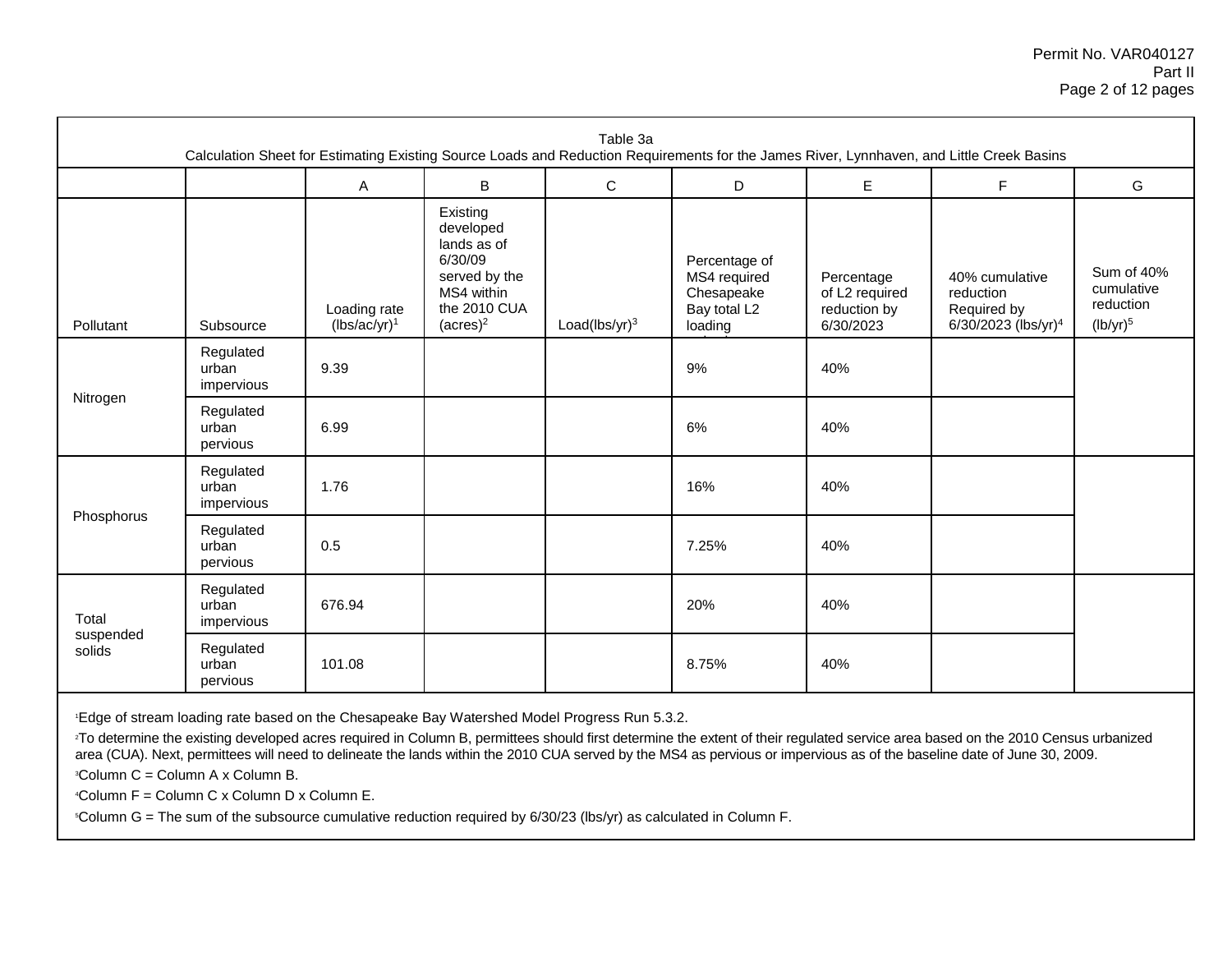| Table 3a<br>Calculation Sheet for Estimating Existing Source Loads and Reduction Requirements for the James River, Lynnhaven, and Little Creek Basins | | | | | | | | |
|---|---|---|---|---|---|---|---|---|
| | | A | B | C | D | E | F | G |
| Pollutant | Subsource | Loading rate (lbs/ac/yr)[1] | Existing developed lands as of 6/30/09 served by the MS4 within the 2010 CUA (acres)[2] | Load(lbs/yr)[3] | Percentage of MS4 required Chesapeake Bay total L2 loading reduction | Percentage of L2 required reduction by 6/30/2023 | 40% cumulative reduction Required by 6/30/2023 (lbs/yr)[4] | Sum of 40% cumulative reduction (lb/yr)[5] |
| Nitrogen | Regulated urban impervious | 9.39 | | | 9% | 40% | | |
| | Regulated urban pervious | 6.99 | | | 6% | 40% | | |
| Phosphorus | Regulated urban impervious | 1.76 | | | 16% | 40% | | |
| | Regulated urban pervious | 0.5 | | | 7.25% | 40% | | |
| Total suspended solids | Regulated urban impervious | 676.94 | | | 20% | 40% | | |
| | Regulated urban pervious | 101.08 | | | 8.75% | 40% | | |

[1]Edge of stream loading rate based on the Chesapeake Bay Watershed Model Progress Run 5.3.2.

[2]To determine the existing developed acres required in Column B, permittees should first determine the extent of their regulated service area based on the 2010 Census urbanized area (CUA). Next, permittees will need to delineate the lands within the 2010 CUA served by the MS4 as pervious or impervious as of the baseline date of June 30, 2009.

[3]Column C = Column A x Column B.

[4]Column F = Column C x Column D x Column E.

[5]Column G = The sum of the subsource cumulative reduction required by 6/30/23 (lbs/yr) as calculated in Column F.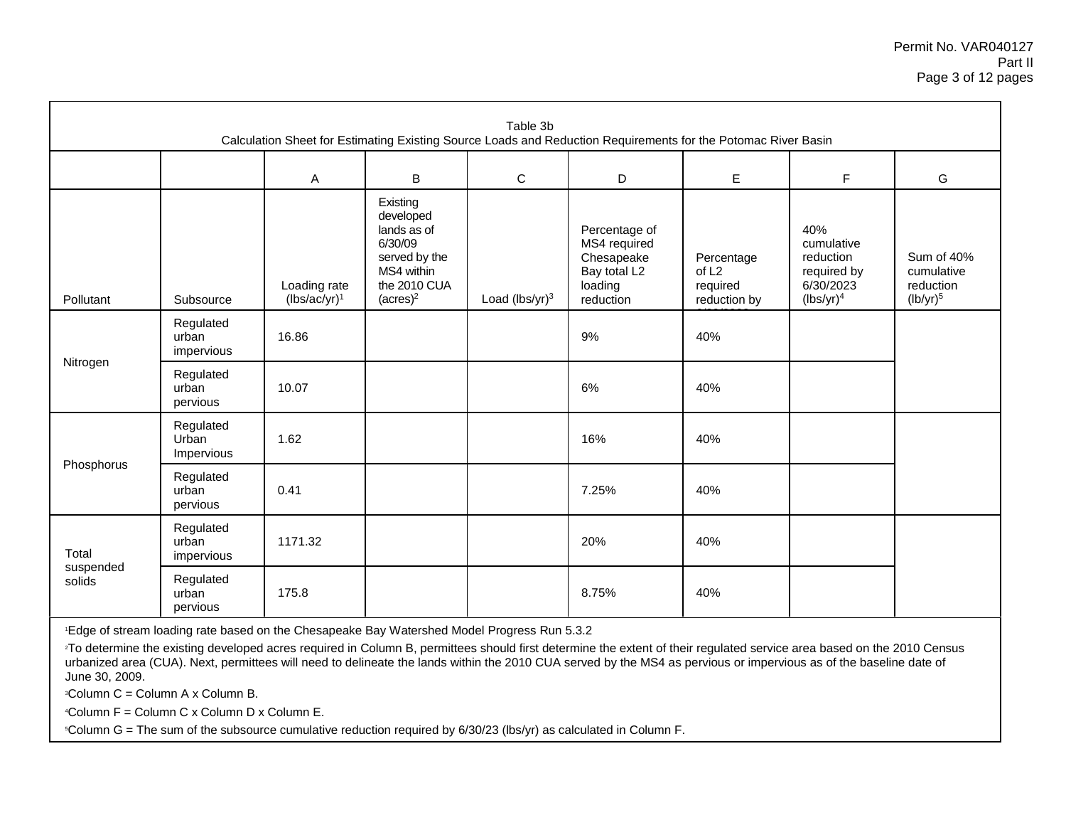Table 3b
Calculation Sheet for Estimating Existing Source Loads and Reduction Requirements for the Potomac River Basin

| | | A | B | C | D | E | F | G |
|---|---|---|---|---|---|---|---|---|
| Pollutant | Subsource | Loading rate (lbs/ac/yr)[1] | Existing developed lands as of 6/30/09 served by the MS4 within the 2010 CUA (acres)[2] | Load (lbs/yr)[3] | Percentage of MS4 required Chesapeake Bay total L2 loading reduction | Percentage of L2 required reduction by 6/30/2023 | 40% cumulative reduction required by 6/30/2023 (lbs/yr)[4] | Sum of 40% cumulative reduction (lb/yr)[5] |
| Nitrogen | Regulated urban impervious | 16.86 | | | 9% | 40% | | |
| | Regulated urban pervious | 10.07 | | | 6% | 40% | | |
| Phosphorus | Regulated Urban Impervious | 1.62 | | | 16% | 40% | | |
| | Regulated urban pervious | 0.41 | | | 7.25% | 40% | | |
| Total suspended solids | Regulated urban impervious | 1171.32 | | | 20% | 40% | | |
| | Regulated urban pervious | 175.8 | | | 8.75% | 40% | | |

[1]Edge of stream loading rate based on the Chesapeake Bay Watershed Model Progress Run 5.3.2

[2]To determine the existing developed acres required in Column B, permittees should first determine the extent of their regulated service area based on the 2010 Census urbanized area (CUA). Next, permittees will need to delineate the lands within the 2010 CUA served by the MS4 as pervious or impervious as of the baseline date of June 30, 2009.

[3]Column C = Column A x Column B.

[4]Column F = Column C x Column D x Column E.

[5]Column G = The sum of the subsource cumulative reduction required by 6/30/23 (lbs/yr) as calculated in Column F.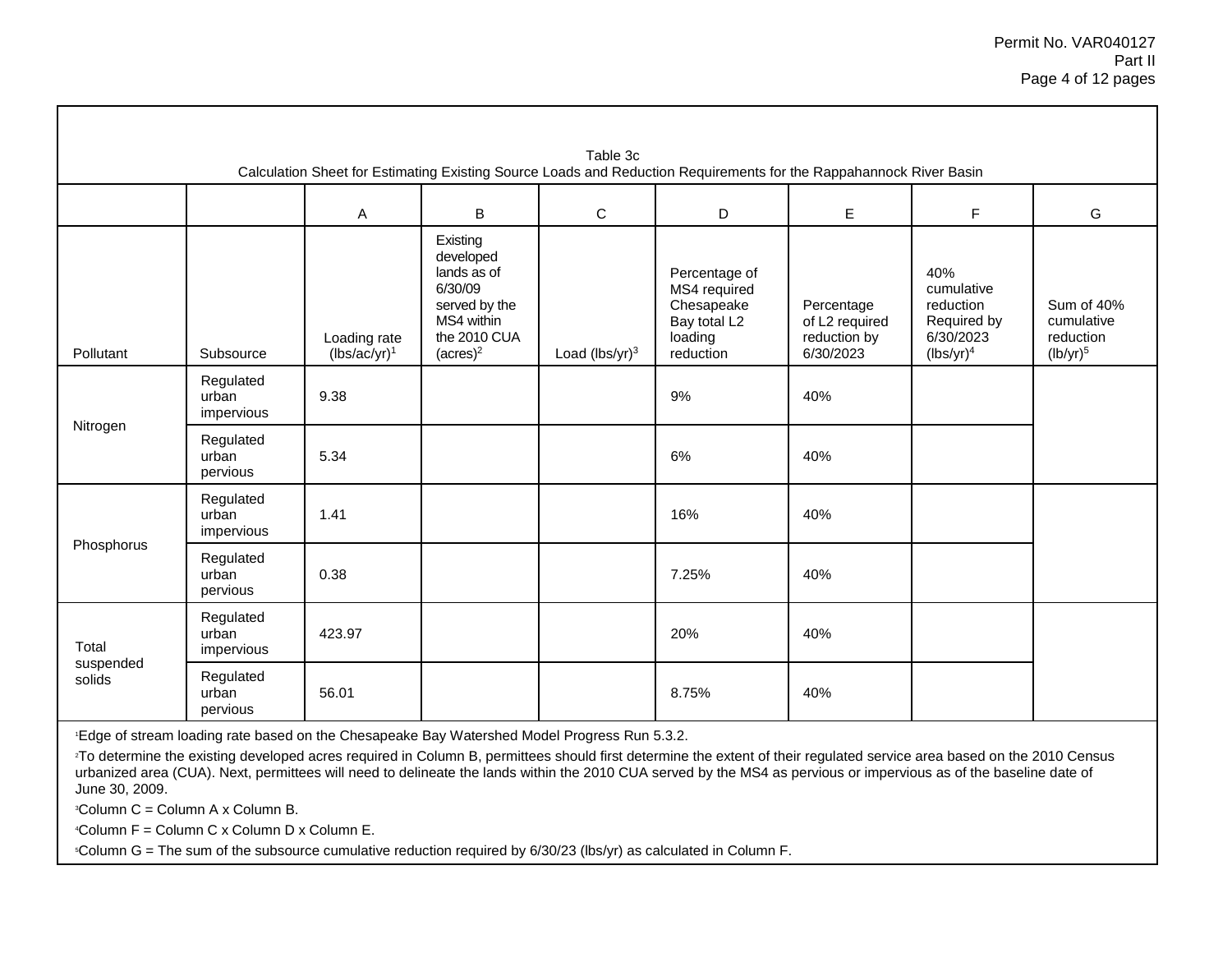Table 3c
Calculation Sheet for Estimating Existing Source Loads and Reduction Requirements for the Rappahannock River Basin

| | | A | B | C | D | E | F | G |
|---|---|---|---|---|---|---|---|---|
| Pollutant | Subsource | Loading rate (lbs/ac/yr)[1] | Existing developed lands as of 6/30/09 served by the MS4 within the 2010 CUA (acres)[2] | Load (lbs/yr)[3] | Percentage of MS4 required Chesapeake Bay total L2 loading reduction | Percentage of L2 required reduction by 6/30/2023 | 40% cumulative reduction Required by 6/30/2023 (lbs/yr)[4] | Sum of 40% cumulative reduction (lb/yr)[5] |
| Nitrogen | Regulated urban impervious | 9.38 | | | 9% | 40% | | |
| | Regulated urban pervious | 5.34 | | | 6% | 40% | | |
| Phosphorus | Regulated urban impervious | 1.41 | | | 16% | 40% | | |
| | Regulated urban pervious | 0.38 | | | 7.25% | 40% | | |
| Total suspended solids | Regulated urban impervious | 423.97 | | | 20% | 40% | | |
| | Regulated urban pervious | 56.01 | | | 8.75% | 40% | | |

[1]Edge of stream loading rate based on the Chesapeake Bay Watershed Model Progress Run 5.3.2.

[2]To determine the existing developed acres required in Column B, permittees should first determine the extent of their regulated service area based on the 2010 Census urbanized area (CUA). Next, permittees will need to delineate the lands within the 2010 CUA served by the MS4 as pervious or impervious as of the baseline date of June 30, 2009.

[3]Column C = Column A x Column B.

[4]Column F = Column C x Column D x Column E.

[5]Column G = The sum of the subsource cumulative reduction required by 6/30/23 (lbs/yr) as calculated in Column F.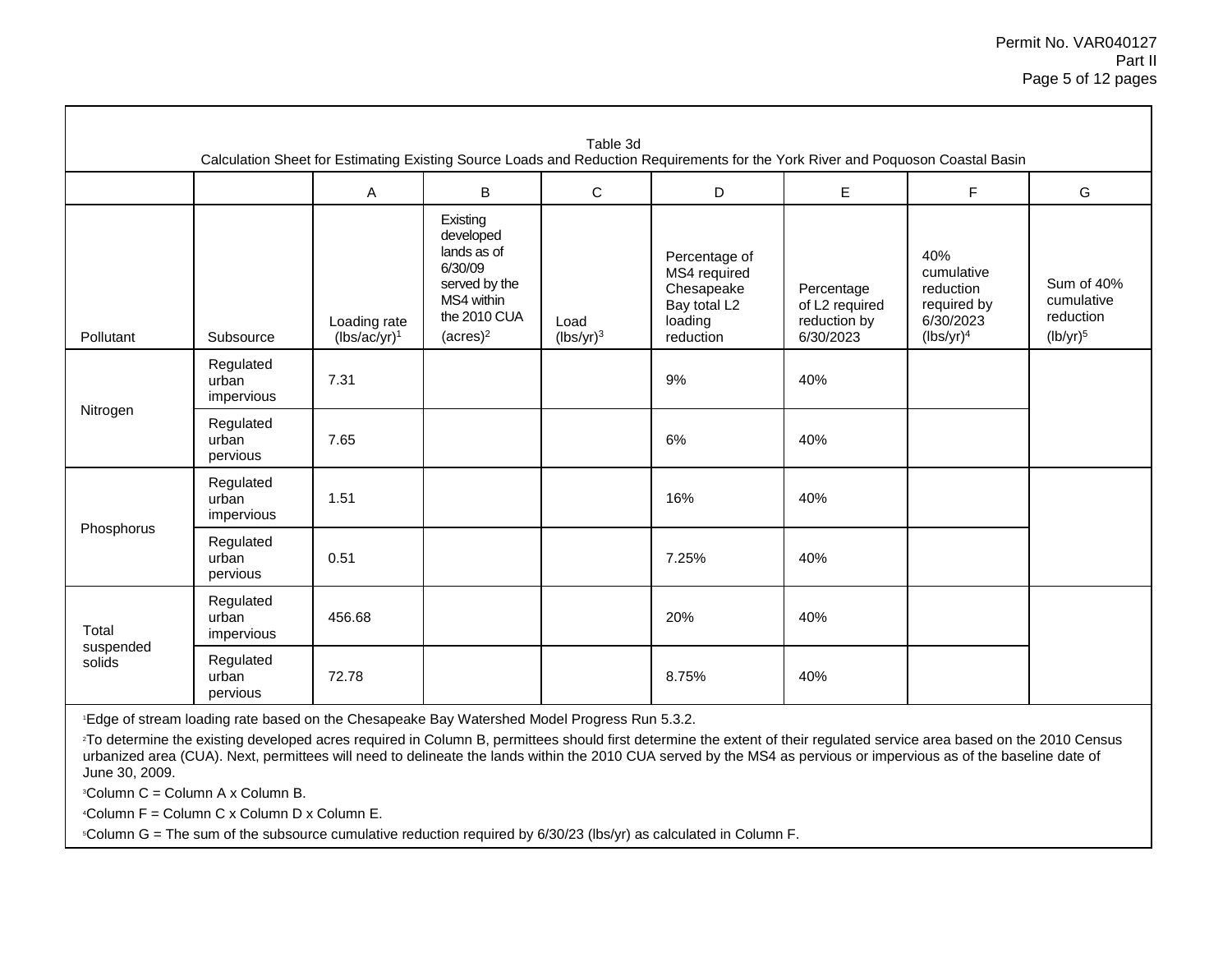Table 3d
Calculation Sheet for Estimating Existing Source Loads and Reduction Requirements for the York River and Poquoson Coastal Basin

| | | A | B | C | D | E | F | G |
|---|---|---|---|---|---|---|---|---|
| Pollutant | Subsource | Loading rate (lbs/ac/yr)[1] | Existing developed lands as of 6/30/09 served by the MS4 within the 2010 CUA (acres)[2] | Load (lbs/yr)[3] | Percentage of MS4 required Chesapeake Bay total L2 loading reduction | Percentage of L2 required reduction by 6/30/2023 | 40% cumulative reduction required by 6/30/2023 (lbs/yr)[4] | Sum of 40% cumulative reduction (lb/yr)[5] |
| Nitrogen | Regulated urban impervious | 7.31 | | | 9% | 40% | | |
| | Regulated urban pervious | 7.65 | | | 6% | 40% | | |
| Phosphorus | Regulated urban impervious | 1.51 | | | 16% | 40% | | |
| | Regulated urban pervious | 0.51 | | | 7.25% | 40% | | |
| Total suspended solids | Regulated urban impervious | 456.68 | | | 20% | 40% | | |
| | Regulated urban pervious | 72.78 | | | 8.75% | 40% | | |

[1]Edge of stream loading rate based on the Chesapeake Bay Watershed Model Progress Run 5.3.2.

[2]To determine the existing developed acres required in Column B, permittees should first determine the extent of their regulated service area based on the 2010 Census urbanized area (CUA). Next, permittees will need to delineate the lands within the 2010 CUA served by the MS4 as pervious or impervious as of the baseline date of June 30, 2009.

[3]Column C = Column A x Column B.

[4]Column F = Column C x Column D x Column E.

[5]Column G = The sum of the subsource cumulative reduction required by 6/30/23 (lbs/yr) as calculated in Column F.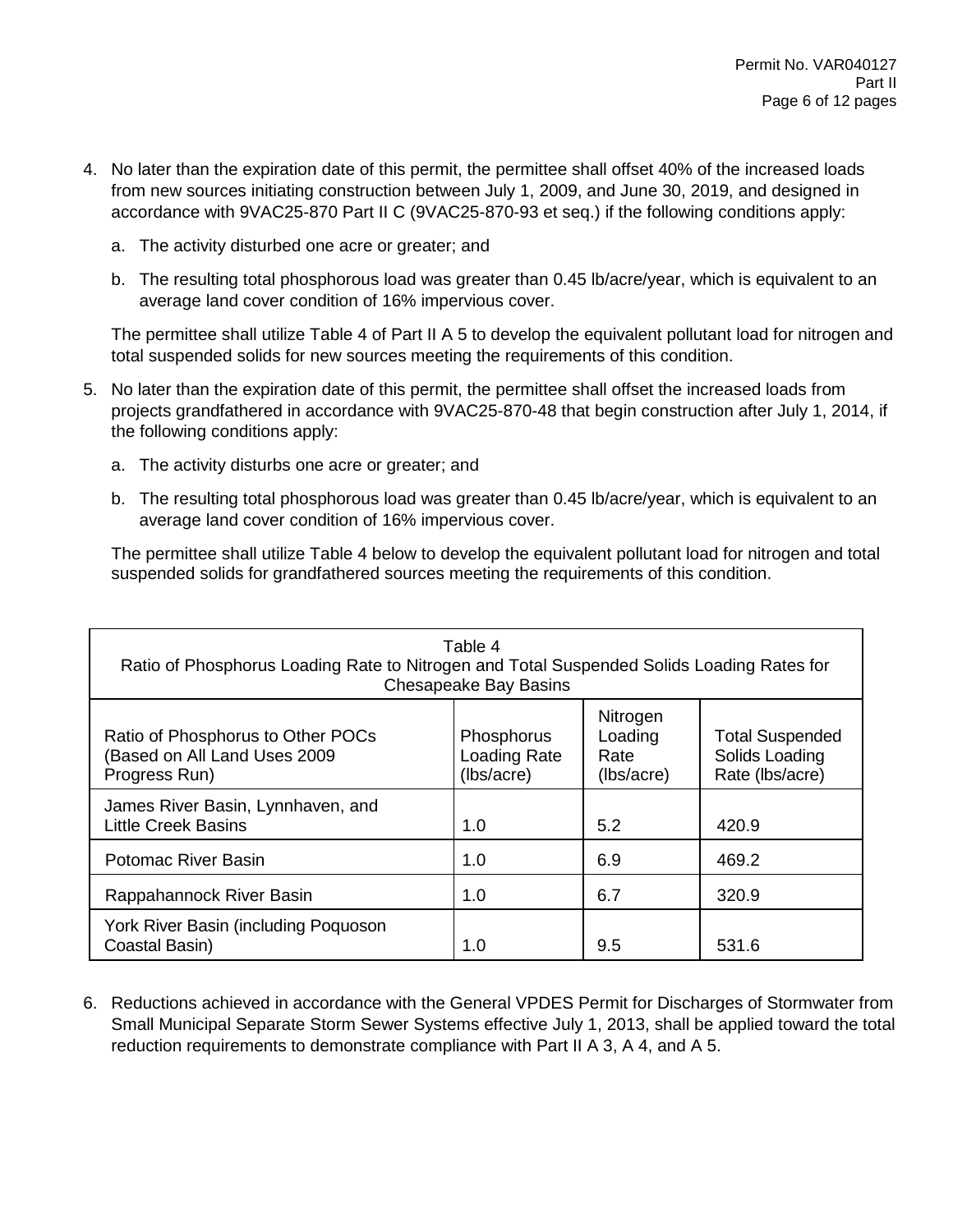4. No later than the expiration date of this permit, the permittee shall offset 40% of the increased loads from new sources initiating construction between July 1, 2009, and June 30, 2019, and designed in accordance with 9VAC25-870 Part II C (9VAC25-870-93 et seq.) if the following conditions apply:

   a. The activity disturbed one acre or greater; and

   b. The resulting total phosphorous load was greater than 0.45 lb/acre/year, which is equivalent to an average land cover condition of 16% impervious cover.

   The permittee shall utilize Table 4 of Part II A 5 to develop the equivalent pollutant load for nitrogen and total suspended solids for new sources meeting the requirements of this condition.

5. No later than the expiration date of this permit, the permittee shall offset the increased loads from projects grandfathered in accordance with 9VAC25-870-48 that begin construction after July 1, 2014, if the following conditions apply:

   a. The activity disturbs one acre or greater; and

   b. The resulting total phosphorous load was greater than 0.45 lb/acre/year, which is equivalent to an average land cover condition of 16% impervious cover.

   The permittee shall utilize Table 4 below to develop the equivalent pollutant load for nitrogen and total suspended solids for grandfathered sources meeting the requirements of this condition.

Table 4
Ratio of Phosphorus Loading Rate to Nitrogen and Total Suspended Solids Loading Rates for Chesapeake Bay Basins

| Ratio of Phosphorus to Other POCs (Based on All Land Uses 2009 Progress Run) | Phosphorus Loading Rate (lbs/acre) | Nitrogen Loading Rate (lbs/acre) | Total Suspended Solids Loading Rate (lbs/acre) |
|---|---|---|---|
| James River Basin, Lynnhaven, and Little Creek Basins | 1.0 | 5.2 | 420.9 |
| Potomac River Basin | 1.0 | 6.9 | 469.2 |
| Rappahannock River Basin | 1.0 | 6.7 | 320.9 |
| York River Basin (including Poquoson Coastal Basin) | 1.0 | 9.5 | 531.6 |

6. Reductions achieved in accordance with the General VPDES Permit for Discharges of Stormwater from Small Municipal Separate Storm Sewer Systems effective July 1, 2013, shall be applied toward the total reduction requirements to demonstrate compliance with Part II A 3, A 4, and A 5.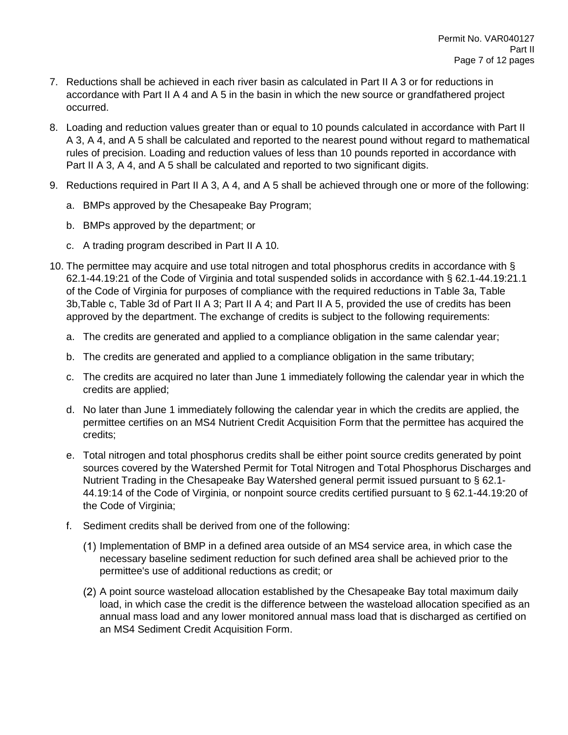7. Reductions shall be achieved in each river basin as calculated in Part II A 3 or for reductions in accordance with Part II A 4 and A 5 in the basin in which the new source or grandfathered project occurred.

8. Loading and reduction values greater than or equal to 10 pounds calculated in accordance with Part II A 3, A 4, and A 5 shall be calculated and reported to the nearest pound without regard to mathematical rules of precision. Loading and reduction values of less than 10 pounds reported in accordance with Part II A 3, A 4, and A 5 shall be calculated and reported to two significant digits.

9. Reductions required in Part II A 3, A 4, and A 5 shall be achieved through one or more of the following:

   a. BMPs approved by the Chesapeake Bay Program;

   b. BMPs approved by the department; or

   c. A trading program described in Part II A 10.

10. The permittee may acquire and use total nitrogen and total phosphorus credits in accordance with § 62.1-44.19:21 of the Code of Virginia and total suspended solids in accordance with § 62.1-44.19:21.1 of the Code of Virginia for purposes of compliance with the required reductions in Table 3a, Table 3b,Table c, Table 3d of Part II A 3; Part II A 4; and Part II A 5, provided the use of credits has been approved by the department. The exchange of credits is subject to the following requirements:

    a. The credits are generated and applied to a compliance obligation in the same calendar year;

    b. The credits are generated and applied to a compliance obligation in the same tributary;

    c. The credits are acquired no later than June 1 immediately following the calendar year in which the credits are applied;

    d. No later than June 1 immediately following the calendar year in which the credits are applied, the permittee certifies on an MS4 Nutrient Credit Acquisition Form that the permittee has acquired the credits;

    e. Total nitrogen and total phosphorus credits shall be either point source credits generated by point sources covered by the Watershed Permit for Total Nitrogen and Total Phosphorus Discharges and Nutrient Trading in the Chesapeake Bay Watershed general permit issued pursuant to § 62.1-44.19:14 of the Code of Virginia, or nonpoint source credits certified pursuant to § 62.1-44.19:20 of the Code of Virginia;

    f. Sediment credits shall be derived from one of the following:

       (1) Implementation of BMP in a defined area outside of an MS4 service area, in which case the necessary baseline sediment reduction for such defined area shall be achieved prior to the permittee's use of additional reductions as credit; or

       (2) A point source wasteload allocation established by the Chesapeake Bay total maximum daily load, in which case the credit is the difference between the wasteload allocation specified as an annual mass load and any lower monitored annual mass load that is discharged as certified on an MS4 Sediment Credit Acquisition Form.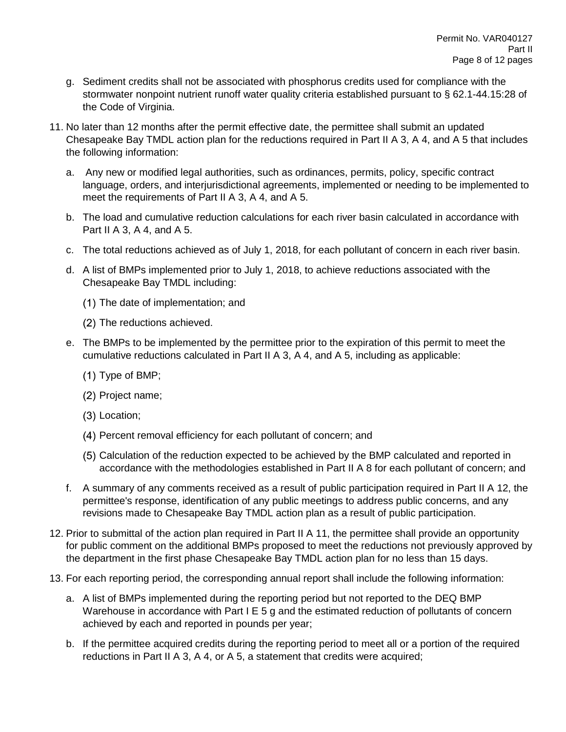g. Sediment credits shall not be associated with phosphorus credits used for compliance with the stormwater nonpoint nutrient runoff water quality criteria established pursuant to § 62.1-44.15:28 of the Code of Virginia.

11. No later than 12 months after the permit effective date, the permittee shall submit an updated Chesapeake Bay TMDL action plan for the reductions required in Part II A 3, A 4, and A 5 that includes the following information:

    a. Any new or modified legal authorities, such as ordinances, permits, policy, specific contract language, orders, and interjurisdictional agreements, implemented or needing to be implemented to meet the requirements of Part II A 3, A 4, and A 5.

    b. The load and cumulative reduction calculations for each river basin calculated in accordance with Part II A 3, A 4, and A 5.

    c. The total reductions achieved as of July 1, 2018, for each pollutant of concern in each river basin.

    d. A list of BMPs implemented prior to July 1, 2018, to achieve reductions associated with the Chesapeake Bay TMDL including:

       (1) The date of implementation; and

       (2) The reductions achieved.

    e. The BMPs to be implemented by the permittee prior to the expiration of this permit to meet the cumulative reductions calculated in Part II A 3, A 4, and A 5, including as applicable:

       (1) Type of BMP;

       (2) Project name;

       (3) Location;

       (4) Percent removal efficiency for each pollutant of concern; and

       (5) Calculation of the reduction expected to be achieved by the BMP calculated and reported in accordance with the methodologies established in Part II A 8 for each pollutant of concern; and

    f. A summary of any comments received as a result of public participation required in Part II A 12, the permittee's response, identification of any public meetings to address public concerns, and any revisions made to Chesapeake Bay TMDL action plan as a result of public participation.

12. Prior to submittal of the action plan required in Part II A 11, the permittee shall provide an opportunity for public comment on the additional BMPs proposed to meet the reductions not previously approved by the department in the first phase Chesapeake Bay TMDL action plan for no less than 15 days.

13. For each reporting period, the corresponding annual report shall include the following information:

    a. A list of BMPs implemented during the reporting period but not reported to the DEQ BMP Warehouse in accordance with Part I E 5 g and the estimated reduction of pollutants of concern achieved by each and reported in pounds per year;

    b. If the permittee acquired credits during the reporting period to meet all or a portion of the required reductions in Part II A 3, A 4, or A 5, a statement that credits were acquired;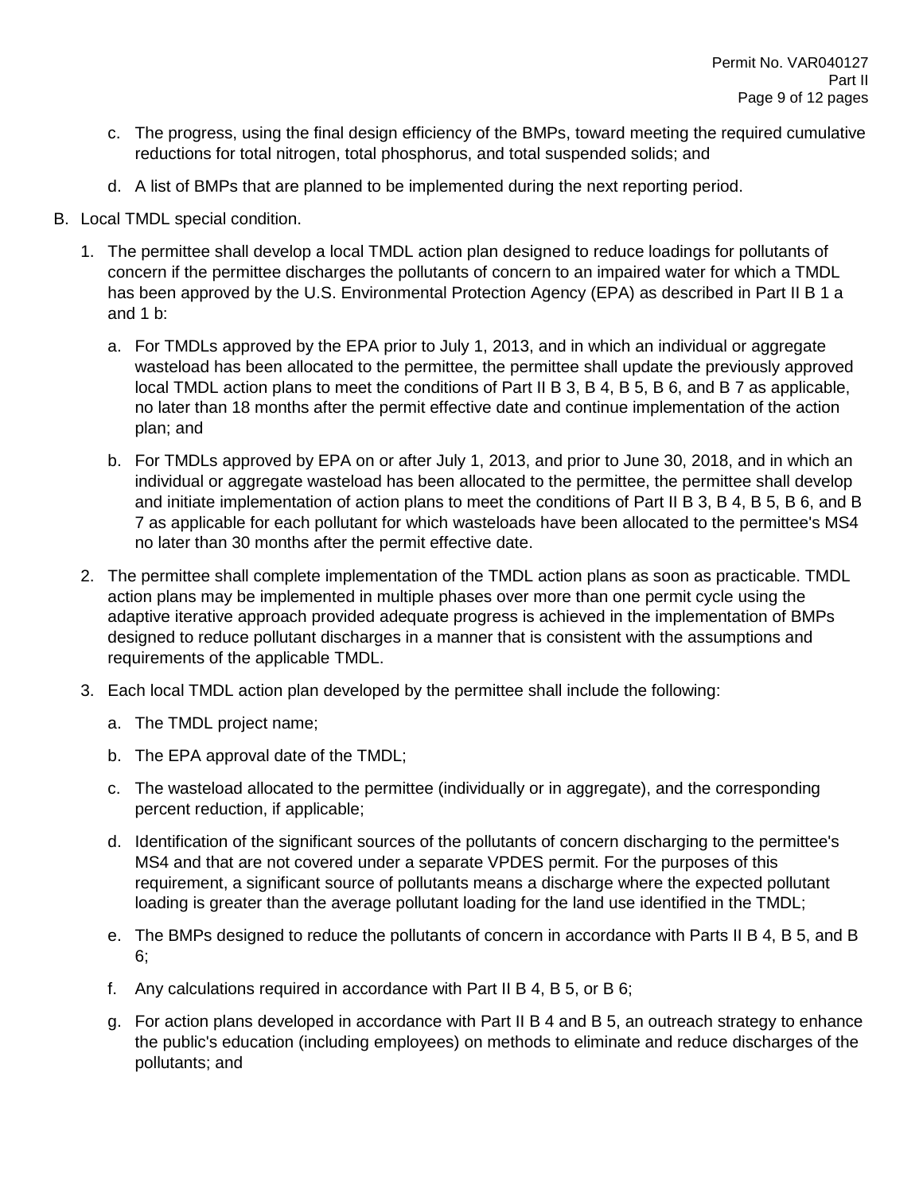c. The progress, using the final design efficiency of the BMPs, toward meeting the required cumulative reductions for total nitrogen, total phosphorus, and total suspended solids; and

d. A list of BMPs that are planned to be implemented during the next reporting period.

B. Local TMDL special condition.

1. The permittee shall develop a local TMDL action plan designed to reduce loadings for pollutants of concern if the permittee discharges the pollutants of concern to an impaired water for which a TMDL has been approved by the U.S. Environmental Protection Agency (EPA) as described in Part II B 1 a and 1 b:

   a. For TMDLs approved by the EPA prior to July 1, 2013, and in which an individual or aggregate wasteload has been allocated to the permittee, the permittee shall update the previously approved local TMDL action plans to meet the conditions of Part II B 3, B 4, B 5, B 6, and B 7 as applicable, no later than 18 months after the permit effective date and continue implementation of the action plan; and

   b. For TMDLs approved by EPA on or after July 1, 2013, and prior to June 30, 2018, and in which an individual or aggregate wasteload has been allocated to the permittee, the permittee shall develop and initiate implementation of action plans to meet the conditions of Part II B 3, B 4, B 5, B 6, and B 7 as applicable for each pollutant for which wasteloads have been allocated to the permittee's MS4 no later than 30 months after the permit effective date.

2. The permittee shall complete implementation of the TMDL action plans as soon as practicable. TMDL action plans may be implemented in multiple phases over more than one permit cycle using the adaptive iterative approach provided adequate progress is achieved in the implementation of BMPs designed to reduce pollutant discharges in a manner that is consistent with the assumptions and requirements of the applicable TMDL.

3. Each local TMDL action plan developed by the permittee shall include the following:

   a. The TMDL project name;

   b. The EPA approval date of the TMDL;

   c. The wasteload allocated to the permittee (individually or in aggregate), and the corresponding percent reduction, if applicable;

   d. Identification of the significant sources of the pollutants of concern discharging to the permittee's MS4 and that are not covered under a separate VPDES permit. For the purposes of this requirement, a significant source of pollutants means a discharge where the expected pollutant loading is greater than the average pollutant loading for the land use identified in the TMDL;

   e. The BMPs designed to reduce the pollutants of concern in accordance with Parts II B 4, B 5, and B 6;

   f. Any calculations required in accordance with Part II B 4, B 5, or B 6;

   g. For action plans developed in accordance with Part II B 4 and B 5, an outreach strategy to enhance the public's education (including employees) on methods to eliminate and reduce discharges of the pollutants; and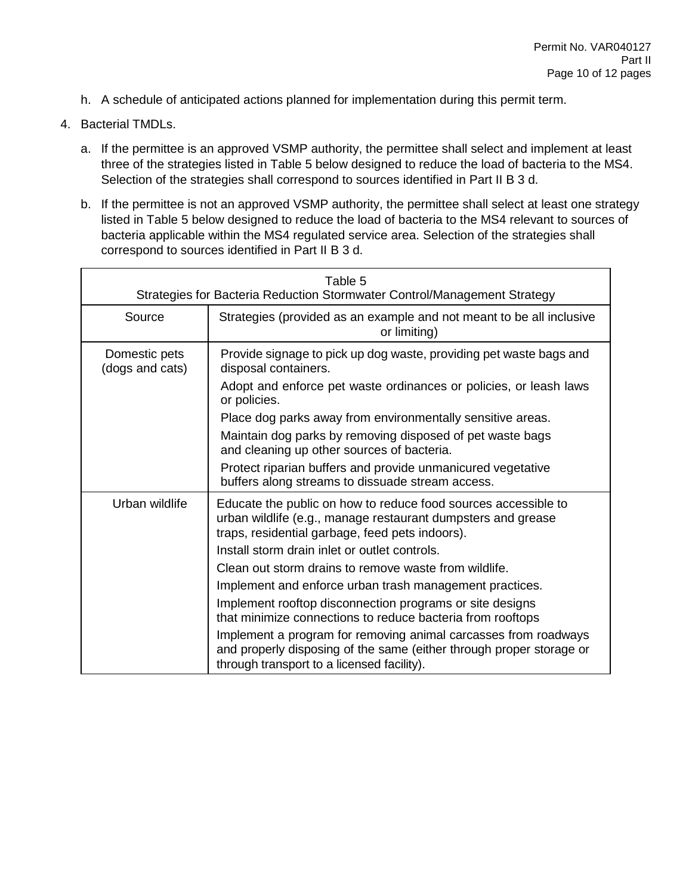h. A schedule of anticipated actions planned for implementation during this permit term.

4. Bacterial TMDLs.

   a. If the permittee is an approved VSMP authority, the permittee shall select and implement at least three of the strategies listed in Table 5 below designed to reduce the load of bacteria to the MS4. Selection of the strategies shall correspond to sources identified in Part II B 3 d.

   b. If the permittee is not an approved VSMP authority, the permittee shall select at least one strategy listed in Table 5 below designed to reduce the load of bacteria to the MS4 relevant to sources of bacteria applicable within the MS4 regulated service area. Selection of the strategies shall correspond to sources identified in Part II B 3 d.

| Table 5<br>Strategies for Bacteria Reduction Stormwater Control/Management Strategy | |
|---|---|
| Source | Strategies (provided as an example and not meant to be all inclusive or limiting) |
| Domestic pets (dogs and cats) | Provide signage to pick up dog waste, providing pet waste bags and disposal containers.<br>Adopt and enforce pet waste ordinances or policies, or leash laws or policies.<br>Place dog parks away from environmentally sensitive areas.<br>Maintain dog parks by removing disposed of pet waste bags and cleaning up other sources of bacteria.<br>Protect riparian buffers and provide unmanicured vegetative buffers along streams to dissuade stream access. |
| Urban wildlife | Educate the public on how to reduce food sources accessible to urban wildlife (e.g., manage restaurant dumpsters and grease traps, residential garbage, feed pets indoors).<br>Install storm drain inlet or outlet controls.<br>Clean out storm drains to remove waste from wildlife.<br>Implement and enforce urban trash management practices.<br>Implement rooftop disconnection programs or site designs that minimize connections to reduce bacteria from rooftops<br>Implement a program for removing animal carcasses from roadways and properly disposing of the same (either through proper storage or through transport to a licensed facility). |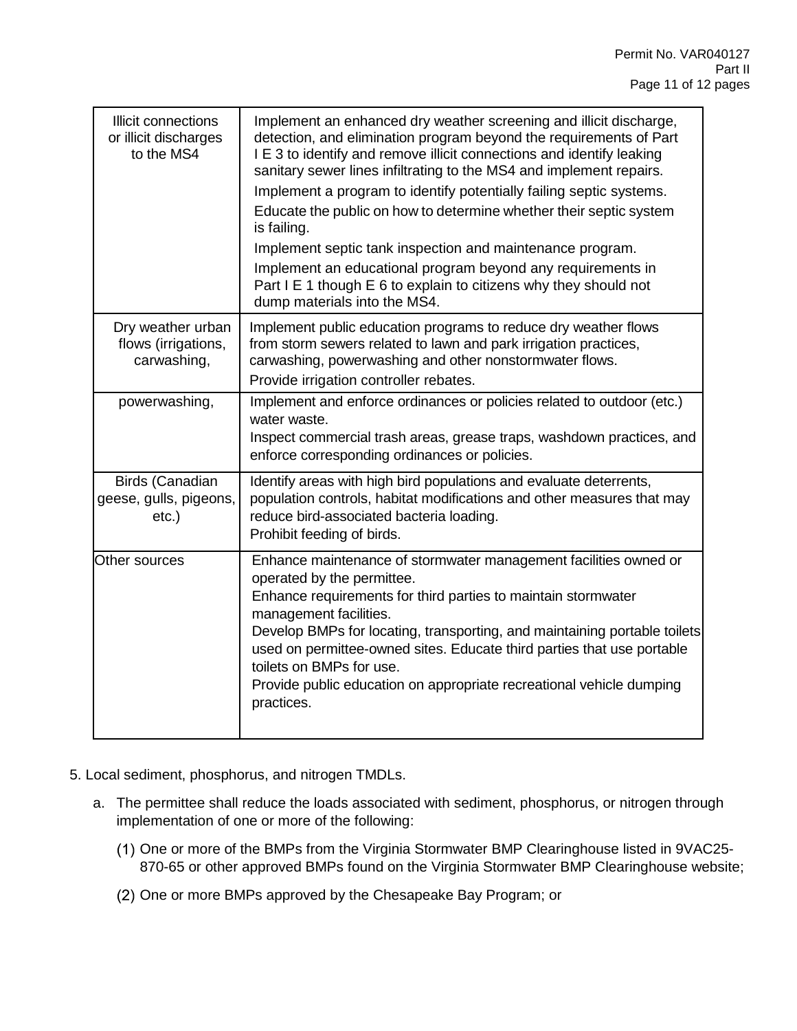| | |
|---|---|
| Illicit connections or illicit discharges to the MS4 | Implement an enhanced dry weather screening and illicit discharge, detection, and elimination program beyond the requirements of Part I E 3 to identify and remove illicit connections and identify leaking sanitary sewer lines infiltrating to the MS4 and implement repairs.<br>Implement a program to identify potentially failing septic systems.<br>Educate the public on how to determine whether their septic system is failing.<br>Implement septic tank inspection and maintenance program.<br>Implement an educational program beyond any requirements in Part I E 1 though E 6 to explain to citizens why they should not dump materials into the MS4. |
| Dry weather urban flows (irrigations, carwashing, | Implement public education programs to reduce dry weather flows from storm sewers related to lawn and park irrigation practices, carwashing, powerwashing and other nonstormwater flows.<br>Provide irrigation controller rebates. |
| powerwashing, | Implement and enforce ordinances or policies related to outdoor (etc.) water waste.<br>Inspect commercial trash areas, grease traps, washdown practices, and enforce corresponding ordinances or policies. |
| Birds (Canadian geese, gulls, pigeons, etc.) | Identify areas with high bird populations and evaluate deterrents, population controls, habitat modifications and other measures that may reduce bird-associated bacteria loading.<br>Prohibit feeding of birds. |
| Other sources | Enhance maintenance of stormwater management facilities owned or operated by the permittee.<br>Enhance requirements for third parties to maintain stormwater management facilities.<br>Develop BMPs for locating, transporting, and maintaining portable toilets used on permittee-owned sites. Educate third parties that use portable toilets on BMPs for use.<br>Provide public education on appropriate recreational vehicle dumping practices. |

5. Local sediment, phosphorus, and nitrogen TMDLs.

   a. The permittee shall reduce the loads associated with sediment, phosphorus, or nitrogen through implementation of one or more of the following:

      (1) One or more of the BMPs from the Virginia Stormwater BMP Clearinghouse listed in 9VAC25-870-65 or other approved BMPs found on the Virginia Stormwater BMP Clearinghouse website;

      (2) One or more BMPs approved by the Chesapeake Bay Program; or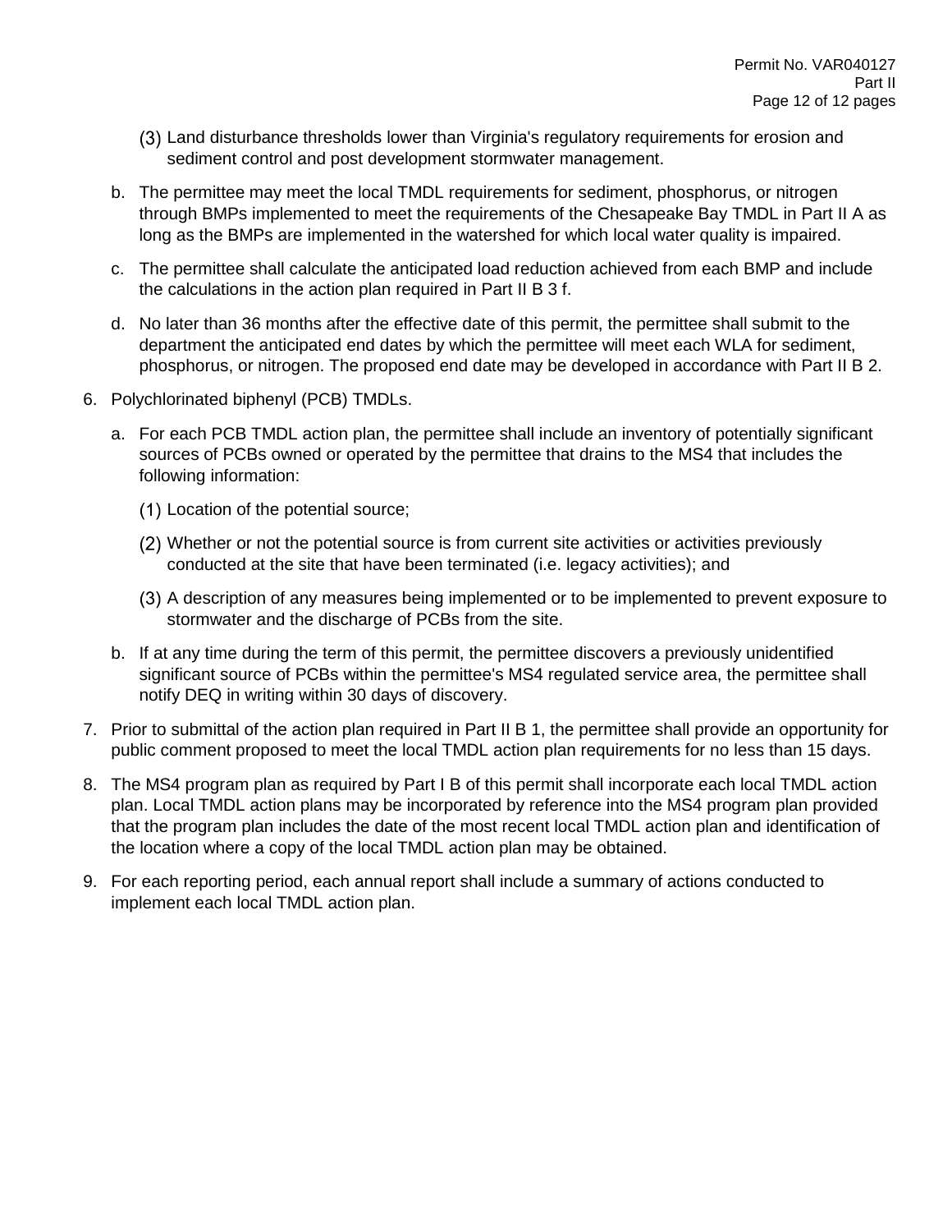(3) Land disturbance thresholds lower than Virginia's regulatory requirements for erosion and sediment control and post development stormwater management.

b. The permittee may meet the local TMDL requirements for sediment, phosphorus, or nitrogen through BMPs implemented to meet the requirements of the Chesapeake Bay TMDL in Part II A as long as the BMPs are implemented in the watershed for which local water quality is impaired.

c. The permittee shall calculate the anticipated load reduction achieved from each BMP and include the calculations in the action plan required in Part II B 3 f.

d. No later than 36 months after the effective date of this permit, the permittee shall submit to the department the anticipated end dates by which the permittee will meet each WLA for sediment, phosphorus, or nitrogen. The proposed end date may be developed in accordance with Part II B 2.

6. Polychlorinated biphenyl (PCB) TMDLs.

   a. For each PCB TMDL action plan, the permittee shall include an inventory of potentially significant sources of PCBs owned or operated by the permittee that drains to the MS4 that includes the following information:

      (1) Location of the potential source;

      (2) Whether or not the potential source is from current site activities or activities previously conducted at the site that have been terminated (i.e. legacy activities); and

      (3) A description of any measures being implemented or to be implemented to prevent exposure to stormwater and the discharge of PCBs from the site.

   b. If at any time during the term of this permit, the permittee discovers a previously unidentified significant source of PCBs within the permittee's MS4 regulated service area, the permittee shall notify DEQ in writing within 30 days of discovery.

7. Prior to submittal of the action plan required in Part II B 1, the permittee shall provide an opportunity for public comment proposed to meet the local TMDL action plan requirements for no less than 15 days.

8. The MS4 program plan as required by Part I B of this permit shall incorporate each local TMDL action plan. Local TMDL action plans may be incorporated by reference into the MS4 program plan provided that the program plan includes the date of the most recent local TMDL action plan and identification of the location where a copy of the local TMDL action plan may be obtained.

9. For each reporting period, each annual report shall include a summary of actions conducted to implement each local TMDL action plan.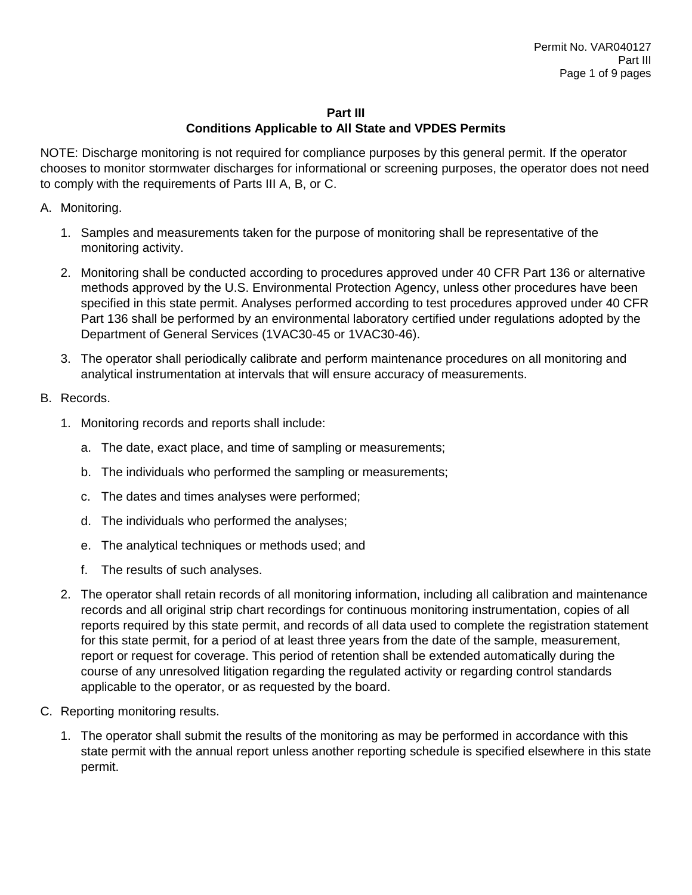## Part III
## Conditions Applicable to All State and VPDES Permits

NOTE: Discharge monitoring is not required for compliance purposes by this general permit. If the operator chooses to monitor stormwater discharges for informational or screening purposes, the operator does not need to comply with the requirements of Parts III A, B, or C.

A. Monitoring.

1. Samples and measurements taken for the purpose of monitoring shall be representative of the monitoring activity.

2. Monitoring shall be conducted according to procedures approved under 40 CFR Part 136 or alternative methods approved by the U.S. Environmental Protection Agency, unless other procedures have been specified in this state permit. Analyses performed according to test procedures approved under 40 CFR Part 136 shall be performed by an environmental laboratory certified under regulations adopted by the Department of General Services (1VAC30-45 or 1VAC30-46).

3. The operator shall periodically calibrate and perform maintenance procedures on all monitoring and analytical instrumentation at intervals that will ensure accuracy of measurements.

B. Records.

1. Monitoring records and reports shall include:

   a. The date, exact place, and time of sampling or measurements;

   b. The individuals who performed the sampling or measurements;

   c. The dates and times analyses were performed;

   d. The individuals who performed the analyses;

   e. The analytical techniques or methods used; and

   f. The results of such analyses.

2. The operator shall retain records of all monitoring information, including all calibration and maintenance records and all original strip chart recordings for continuous monitoring instrumentation, copies of all reports required by this state permit, and records of all data used to complete the registration statement for this state permit, for a period of at least three years from the date of the sample, measurement, report or request for coverage. This period of retention shall be extended automatically during the course of any unresolved litigation regarding the regulated activity or regarding control standards applicable to the operator, or as requested by the board.

C. Reporting monitoring results.

1. The operator shall submit the results of the monitoring as may be performed in accordance with this state permit with the annual report unless another reporting schedule is specified elsewhere in this state permit.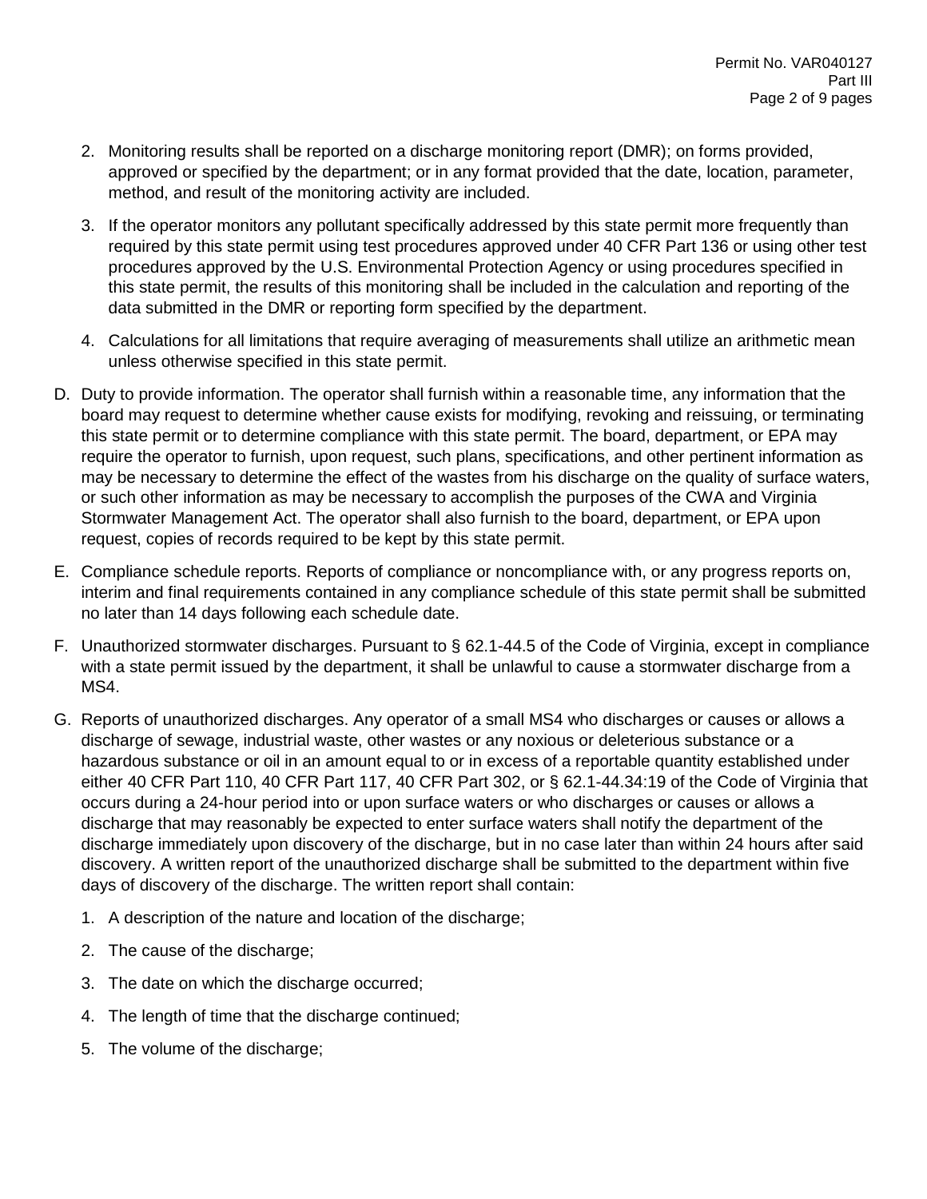2. Monitoring results shall be reported on a discharge monitoring report (DMR); on forms provided, approved or specified by the department; or in any format provided that the date, location, parameter, method, and result of the monitoring activity are included.

3. If the operator monitors any pollutant specifically addressed by this state permit more frequently than required by this state permit using test procedures approved under 40 CFR Part 136 or using other test procedures approved by the U.S. Environmental Protection Agency or using procedures specified in this state permit, the results of this monitoring shall be included in the calculation and reporting of the data submitted in the DMR or reporting form specified by the department.

4. Calculations for all limitations that require averaging of measurements shall utilize an arithmetic mean unless otherwise specified in this state permit.

D. Duty to provide information. The operator shall furnish within a reasonable time, any information that the board may request to determine whether cause exists for modifying, revoking and reissuing, or terminating this state permit or to determine compliance with this state permit. The board, department, or EPA may require the operator to furnish, upon request, such plans, specifications, and other pertinent information as may be necessary to determine the effect of the wastes from his discharge on the quality of surface waters, or such other information as may be necessary to accomplish the purposes of the CWA and Virginia Stormwater Management Act. The operator shall also furnish to the board, department, or EPA upon request, copies of records required to be kept by this state permit.

E. Compliance schedule reports. Reports of compliance or noncompliance with, or any progress reports on, interim and final requirements contained in any compliance schedule of this state permit shall be submitted no later than 14 days following each schedule date.

F. Unauthorized stormwater discharges. Pursuant to § 62.1-44.5 of the Code of Virginia, except in compliance with a state permit issued by the department, it shall be unlawful to cause a stormwater discharge from a MS4.

G. Reports of unauthorized discharges. Any operator of a small MS4 who discharges or causes or allows a discharge of sewage, industrial waste, other wastes or any noxious or deleterious substance or a hazardous substance or oil in an amount equal to or in excess of a reportable quantity established under either 40 CFR Part 110, 40 CFR Part 117, 40 CFR Part 302, or § 62.1-44.34:19 of the Code of Virginia that occurs during a 24-hour period into or upon surface waters or who discharges or causes or allows a discharge that may reasonably be expected to enter surface waters shall notify the department of the discharge immediately upon discovery of the discharge, but in no case later than within 24 hours after said discovery. A written report of the unauthorized discharge shall be submitted to the department within five days of discovery of the discharge. The written report shall contain:

1. A description of the nature and location of the discharge;

2. The cause of the discharge;

3. The date on which the discharge occurred;

4. The length of time that the discharge continued;

5. The volume of the discharge;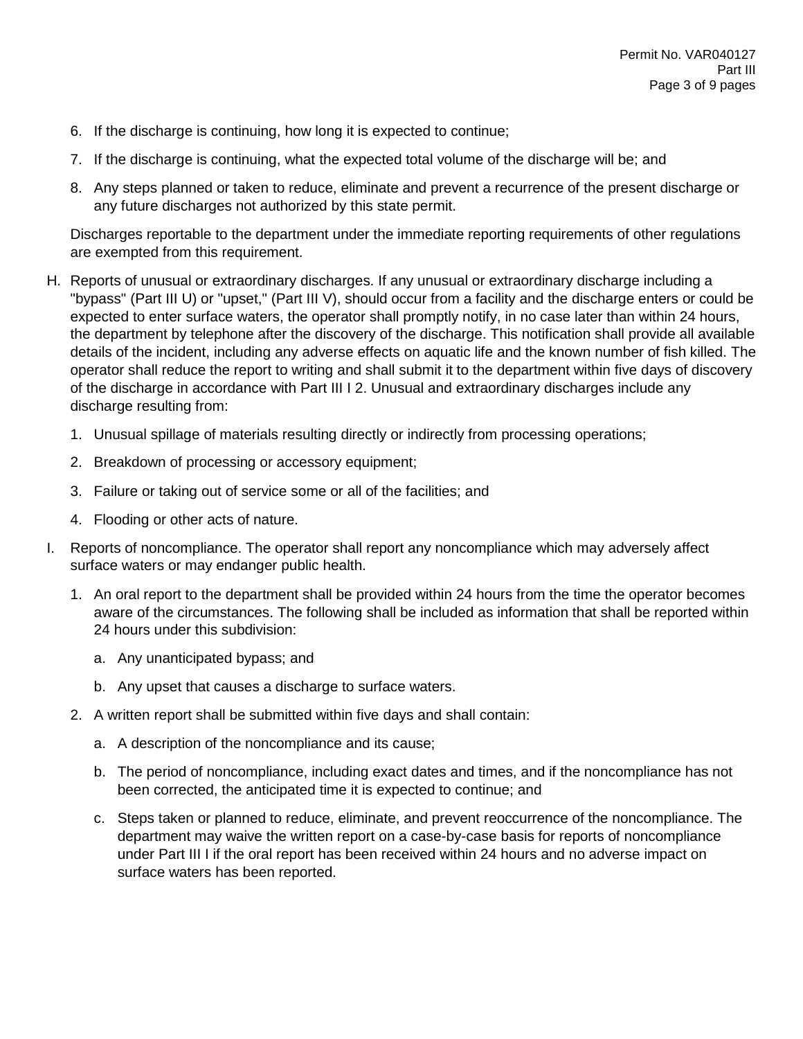6. If the discharge is continuing, how long it is expected to continue;
7. If the discharge is continuing, what the expected total volume of the discharge will be; and
8. Any steps planned or taken to reduce, eliminate and prevent a recurrence of the present discharge or any future discharges not authorized by this state permit.

Discharges reportable to the department under the immediate reporting requirements of other regulations are exempted from this requirement.

H. Reports of unusual or extraordinary discharges. If any unusual or extraordinary discharge including a "bypass" (Part III U) or "upset," (Part III V), should occur from a facility and the discharge enters or could be expected to enter surface waters, the operator shall promptly notify, in no case later than within 24 hours, the department by telephone after the discovery of the discharge. This notification shall provide all available details of the incident, including any adverse effects on aquatic life and the known number of fish killed. The operator shall reduce the report to writing and shall submit it to the department within five days of discovery of the discharge in accordance with Part III I 2. Unusual and extraordinary discharges include any discharge resulting from:
   1. Unusual spillage of materials resulting directly or indirectly from processing operations;
   2. Breakdown of processing or accessory equipment;
   3. Failure or taking out of service some or all of the facilities; and
   4. Flooding or other acts of nature.

I. Reports of noncompliance. The operator shall report any noncompliance which may adversely affect surface waters or may endanger public health.
   1. An oral report to the department shall be provided within 24 hours from the time the operator becomes aware of the circumstances. The following shall be included as information that shall be reported within 24 hours under this subdivision:
      a. Any unanticipated bypass; and
      b. Any upset that causes a discharge to surface waters.
   2. A written report shall be submitted within five days and shall contain:
      a. A description of the noncompliance and its cause;
      b. The period of noncompliance, including exact dates and times, and if the noncompliance has not been corrected, the anticipated time it is expected to continue; and
      c. Steps taken or planned to reduce, eliminate, and prevent reoccurrence of the noncompliance. The department may waive the written report on a case-by-case basis for reports of noncompliance under Part III I if the oral report has been received within 24 hours and no adverse impact on surface waters has been reported.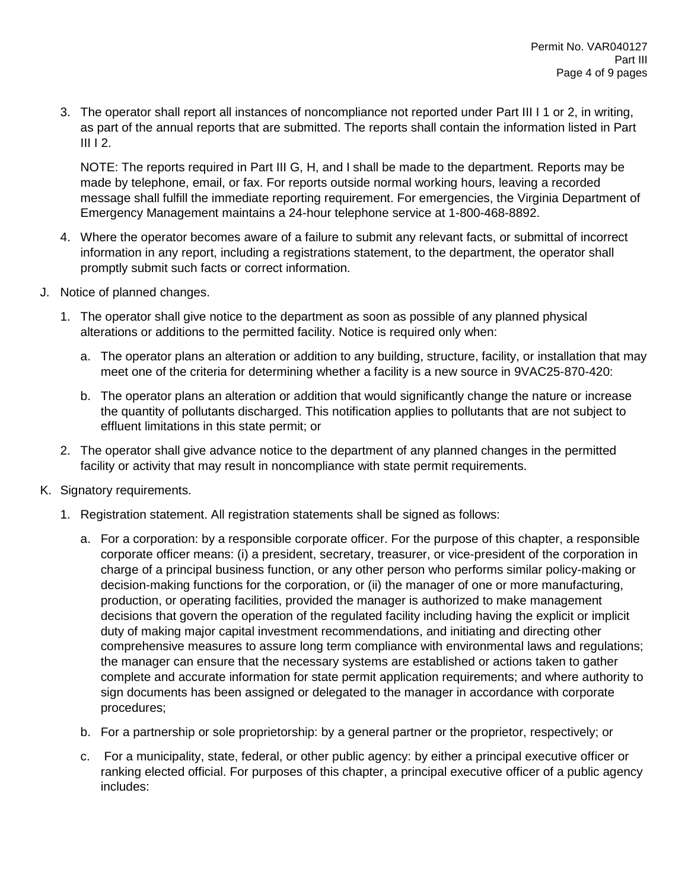3. The operator shall report all instances of noncompliance not reported under Part III I 1 or 2, in writing, as part of the annual reports that are submitted. The reports shall contain the information listed in Part III I 2.

   NOTE: The reports required in Part III G, H, and I shall be made to the department. Reports may be made by telephone, email, or fax. For reports outside normal working hours, leaving a recorded message shall fulfill the immediate reporting requirement. For emergencies, the Virginia Department of Emergency Management maintains a 24-hour telephone service at 1-800-468-8892.

4. Where the operator becomes aware of a failure to submit any relevant facts, or submittal of incorrect information in any report, including a registrations statement, to the department, the operator shall promptly submit such facts or correct information.

J. Notice of planned changes.

   1. The operator shall give notice to the department as soon as possible of any planned physical alterations or additions to the permitted facility. Notice is required only when:

      a. The operator plans an alteration or addition to any building, structure, facility, or installation that may meet one of the criteria for determining whether a facility is a new source in 9VAC25-870-420:

      b. The operator plans an alteration or addition that would significantly change the nature or increase the quantity of pollutants discharged. This notification applies to pollutants that are not subject to effluent limitations in this state permit; or

   2. The operator shall give advance notice to the department of any planned changes in the permitted facility or activity that may result in noncompliance with state permit requirements.

K. Signatory requirements.

   1. Registration statement. All registration statements shall be signed as follows:

      a. For a corporation: by a responsible corporate officer. For the purpose of this chapter, a responsible corporate officer means: (i) a president, secretary, treasurer, or vice-president of the corporation in charge of a principal business function, or any other person who performs similar policy-making or decision-making functions for the corporation, or (ii) the manager of one or more manufacturing, production, or operating facilities, provided the manager is authorized to make management decisions that govern the operation of the regulated facility including having the explicit or implicit duty of making major capital investment recommendations, and initiating and directing other comprehensive measures to assure long term compliance with environmental laws and regulations; the manager can ensure that the necessary systems are established or actions taken to gather complete and accurate information for state permit application requirements; and where authority to sign documents has been assigned or delegated to the manager in accordance with corporate procedures;

      b. For a partnership or sole proprietorship: by a general partner or the proprietor, respectively; or

      c. For a municipality, state, federal, or other public agency: by either a principal executive officer or ranking elected official. For purposes of this chapter, a principal executive officer of a public agency includes: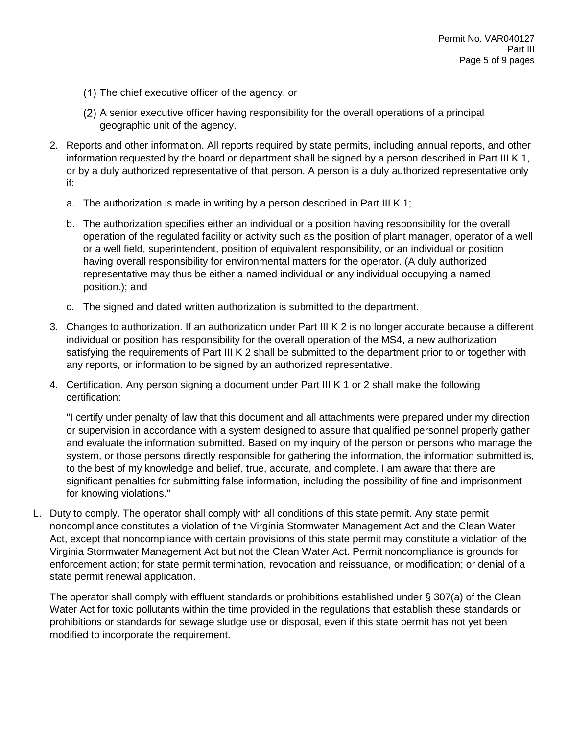(1) The chief executive officer of the agency, or

(2) A senior executive officer having responsibility for the overall operations of a principal geographic unit of the agency.

2. Reports and other information. All reports required by state permits, including annual reports, and other information requested by the board or department shall be signed by a person described in Part III K 1, or by a duly authorized representative of that person. A person is a duly authorized representative only if:

   a. The authorization is made in writing by a person described in Part III K 1;

   b. The authorization specifies either an individual or a position having responsibility for the overall operation of the regulated facility or activity such as the position of plant manager, operator of a well or a well field, superintendent, position of equivalent responsibility, or an individual or position having overall responsibility for environmental matters for the operator. (A duly authorized representative may thus be either a named individual or any individual occupying a named position.); and

   c. The signed and dated written authorization is submitted to the department.

3. Changes to authorization. If an authorization under Part III K 2 is no longer accurate because a different individual or position has responsibility for the overall operation of the MS4, a new authorization satisfying the requirements of Part III K 2 shall be submitted to the department prior to or together with any reports, or information to be signed by an authorized representative.

4. Certification. Any person signing a document under Part III K 1 or 2 shall make the following certification:

   "I certify under penalty of law that this document and all attachments were prepared under my direction or supervision in accordance with a system designed to assure that qualified personnel properly gather and evaluate the information submitted. Based on my inquiry of the person or persons who manage the system, or those persons directly responsible for gathering the information, the information submitted is, to the best of my knowledge and belief, true, accurate, and complete. I am aware that there are significant penalties for submitting false information, including the possibility of fine and imprisonment for knowing violations."

L. Duty to comply. The operator shall comply with all conditions of this state permit. Any state permit noncompliance constitutes a violation of the Virginia Stormwater Management Act and the Clean Water Act, except that noncompliance with certain provisions of this state permit may constitute a violation of the Virginia Stormwater Management Act but not the Clean Water Act. Permit noncompliance is grounds for enforcement action; for state permit termination, revocation and reissuance, or modification; or denial of a state permit renewal application.

The operator shall comply with effluent standards or prohibitions established under § 307(a) of the Clean Water Act for toxic pollutants within the time provided in the regulations that establish these standards or prohibitions or standards for sewage sludge use or disposal, even if this state permit has not yet been modified to incorporate the requirement.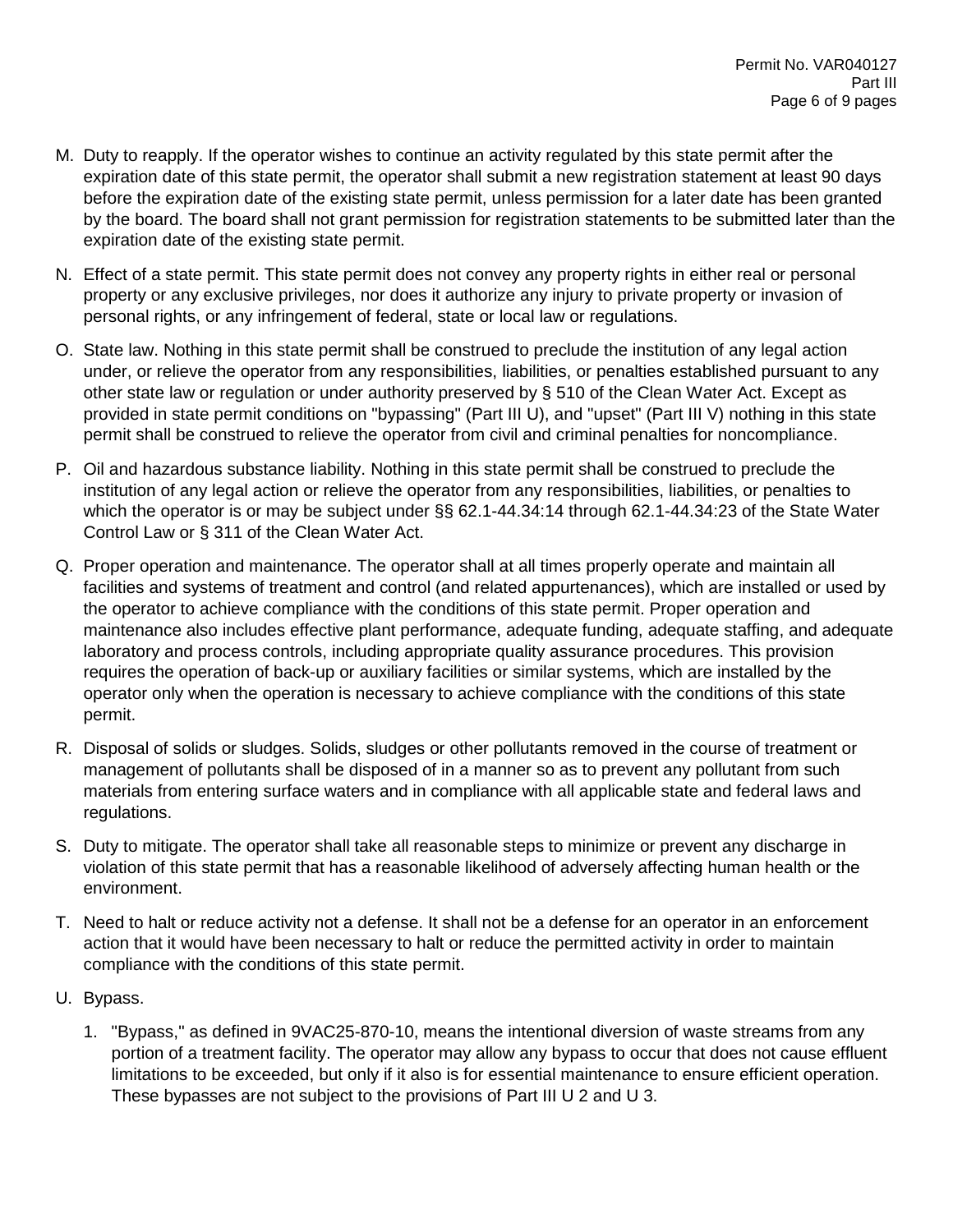M. Duty to reapply. If the operator wishes to continue an activity regulated by this state permit after the expiration date of this state permit, the operator shall submit a new registration statement at least 90 days before the expiration date of the existing state permit, unless permission for a later date has been granted by the board. The board shall not grant permission for registration statements to be submitted later than the expiration date of the existing state permit.

N. Effect of a state permit. This state permit does not convey any property rights in either real or personal property or any exclusive privileges, nor does it authorize any injury to private property or invasion of personal rights, or any infringement of federal, state or local law or regulations.

O. State law. Nothing in this state permit shall be construed to preclude the institution of any legal action under, or relieve the operator from any responsibilities, liabilities, or penalties established pursuant to any other state law or regulation or under authority preserved by § 510 of the Clean Water Act. Except as provided in state permit conditions on "bypassing" (Part III U), and "upset" (Part III V) nothing in this state permit shall be construed to relieve the operator from civil and criminal penalties for noncompliance.

P. Oil and hazardous substance liability. Nothing in this state permit shall be construed to preclude the institution of any legal action or relieve the operator from any responsibilities, liabilities, or penalties to which the operator is or may be subject under §§ 62.1-44.34:14 through 62.1-44.34:23 of the State Water Control Law or § 311 of the Clean Water Act.

Q. Proper operation and maintenance. The operator shall at all times properly operate and maintain all facilities and systems of treatment and control (and related appurtenances), which are installed or used by the operator to achieve compliance with the conditions of this state permit. Proper operation and maintenance also includes effective plant performance, adequate funding, adequate staffing, and adequate laboratory and process controls, including appropriate quality assurance procedures. This provision requires the operation of back-up or auxiliary facilities or similar systems, which are installed by the operator only when the operation is necessary to achieve compliance with the conditions of this state permit.

R. Disposal of solids or sludges. Solids, sludges or other pollutants removed in the course of treatment or management of pollutants shall be disposed of in a manner so as to prevent any pollutant from such materials from entering surface waters and in compliance with all applicable state and federal laws and regulations.

S. Duty to mitigate. The operator shall take all reasonable steps to minimize or prevent any discharge in violation of this state permit that has a reasonable likelihood of adversely affecting human health or the environment.

T. Need to halt or reduce activity not a defense. It shall not be a defense for an operator in an enforcement action that it would have been necessary to halt or reduce the permitted activity in order to maintain compliance with the conditions of this state permit.

U. Bypass.

1. "Bypass," as defined in 9VAC25-870-10, means the intentional diversion of waste streams from any portion of a treatment facility. The operator may allow any bypass to occur that does not cause effluent limitations to be exceeded, but only if it also is for essential maintenance to ensure efficient operation. These bypasses are not subject to the provisions of Part III U 2 and U 3.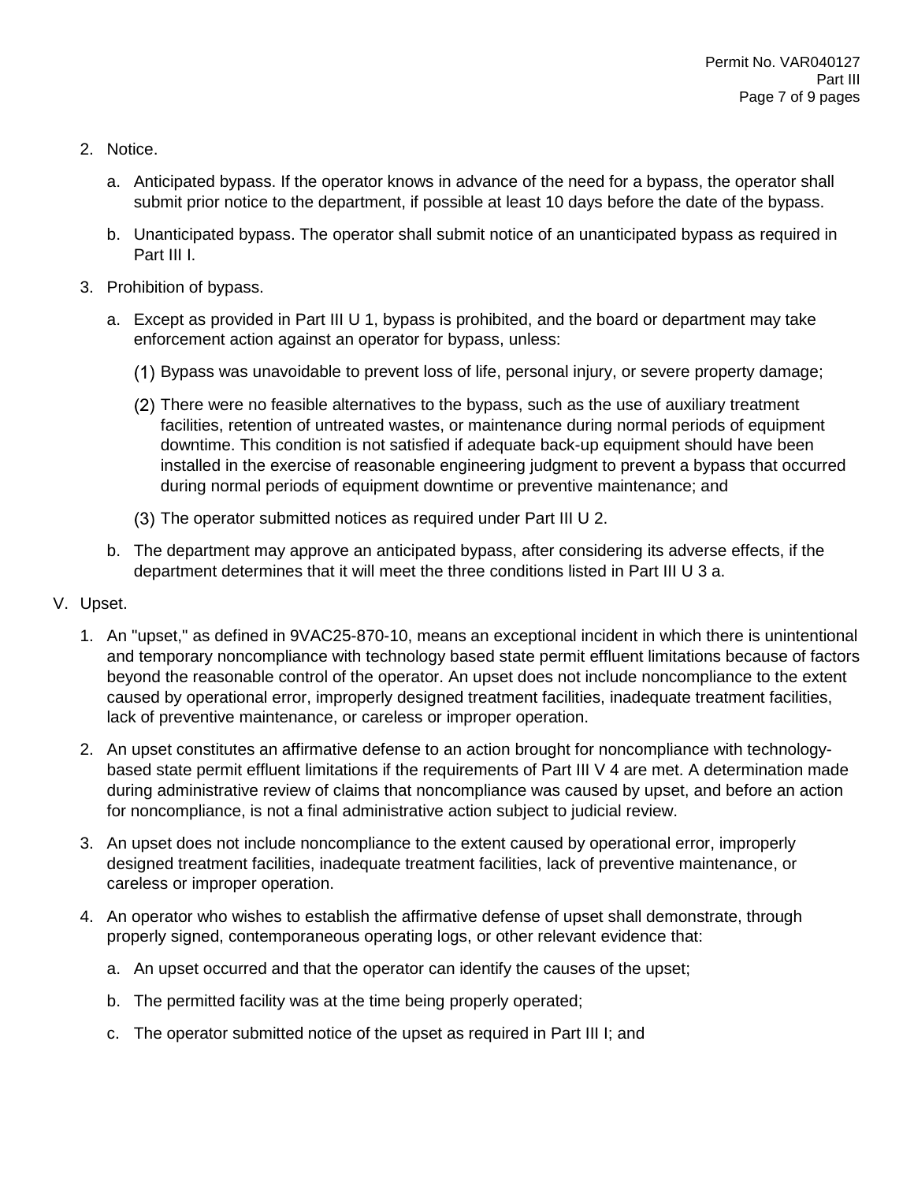2. Notice.

   a. Anticipated bypass. If the operator knows in advance of the need for a bypass, the operator shall submit prior notice to the department, if possible at least 10 days before the date of the bypass.

   b. Unanticipated bypass. The operator shall submit notice of an unanticipated bypass as required in Part III I.

3. Prohibition of bypass.

   a. Except as provided in Part III U 1, bypass is prohibited, and the board or department may take enforcement action against an operator for bypass, unless:

      (1) Bypass was unavoidable to prevent loss of life, personal injury, or severe property damage;

      (2) There were no feasible alternatives to the bypass, such as the use of auxiliary treatment facilities, retention of untreated wastes, or maintenance during normal periods of equipment downtime. This condition is not satisfied if adequate back-up equipment should have been installed in the exercise of reasonable engineering judgment to prevent a bypass that occurred during normal periods of equipment downtime or preventive maintenance; and

      (3) The operator submitted notices as required under Part III U 2.

   b. The department may approve an anticipated bypass, after considering its adverse effects, if the department determines that it will meet the three conditions listed in Part III U 3 a.

V. Upset.

1. An "upset," as defined in 9VAC25-870-10, means an exceptional incident in which there is unintentional and temporary noncompliance with technology based state permit effluent limitations because of factors beyond the reasonable control of the operator. An upset does not include noncompliance to the extent caused by operational error, improperly designed treatment facilities, inadequate treatment facilities, lack of preventive maintenance, or careless or improper operation.

2. An upset constitutes an affirmative defense to an action brought for noncompliance with technology-based state permit effluent limitations if the requirements of Part III V 4 are met. A determination made during administrative review of claims that noncompliance was caused by upset, and before an action for noncompliance, is not a final administrative action subject to judicial review.

3. An upset does not include noncompliance to the extent caused by operational error, improperly designed treatment facilities, inadequate treatment facilities, lack of preventive maintenance, or careless or improper operation.

4. An operator who wishes to establish the affirmative defense of upset shall demonstrate, through properly signed, contemporaneous operating logs, or other relevant evidence that:

   a. An upset occurred and that the operator can identify the causes of the upset;

   b. The permitted facility was at the time being properly operated;

   c. The operator submitted notice of the upset as required in Part III I; and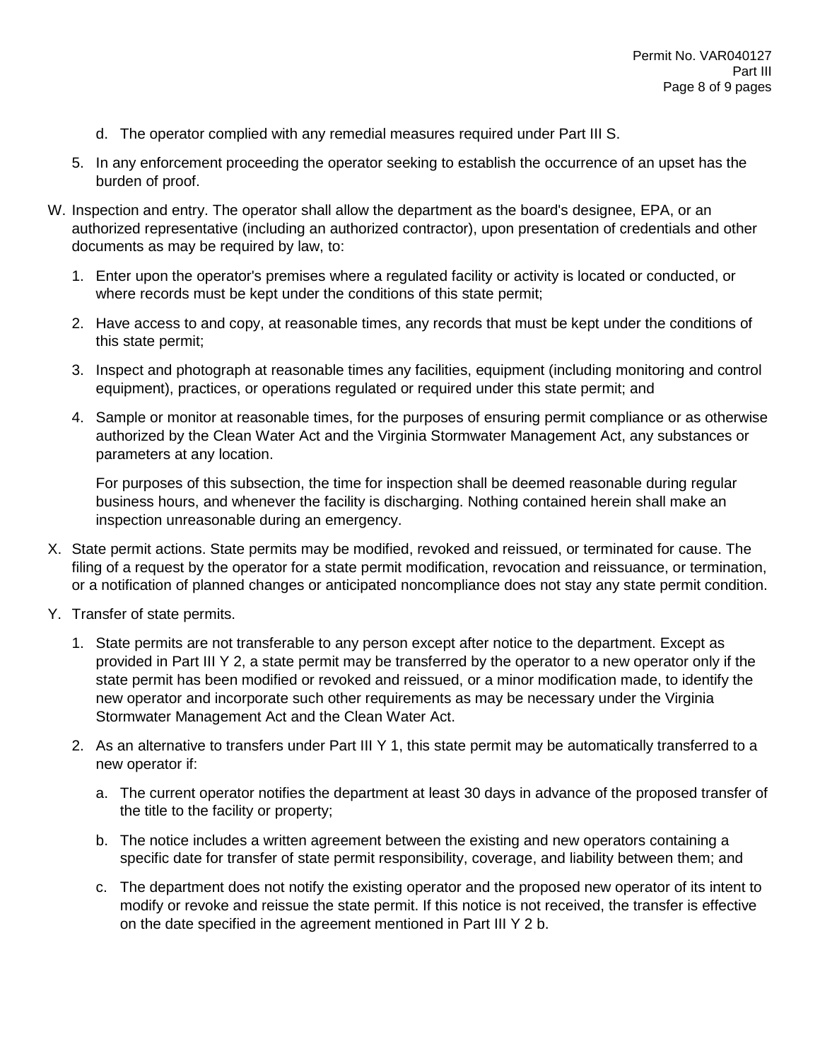d. The operator complied with any remedial measures required under Part III S.

5. In any enforcement proceeding the operator seeking to establish the occurrence of an upset has the burden of proof.

W. Inspection and entry. The operator shall allow the department as the board's designee, EPA, or an authorized representative (including an authorized contractor), upon presentation of credentials and other documents as may be required by law, to:

1. Enter upon the operator's premises where a regulated facility or activity is located or conducted, or where records must be kept under the conditions of this state permit;

2. Have access to and copy, at reasonable times, any records that must be kept under the conditions of this state permit;

3. Inspect and photograph at reasonable times any facilities, equipment (including monitoring and control equipment), practices, or operations regulated or required under this state permit; and

4. Sample or monitor at reasonable times, for the purposes of ensuring permit compliance or as otherwise authorized by the Clean Water Act and the Virginia Stormwater Management Act, any substances or parameters at any location.

For purposes of this subsection, the time for inspection shall be deemed reasonable during regular business hours, and whenever the facility is discharging. Nothing contained herein shall make an inspection unreasonable during an emergency.

X. State permit actions. State permits may be modified, revoked and reissued, or terminated for cause. The filing of a request by the operator for a state permit modification, revocation and reissuance, or termination, or a notification of planned changes or anticipated noncompliance does not stay any state permit condition.

Y. Transfer of state permits.

1. State permits are not transferable to any person except after notice to the department. Except as provided in Part III Y 2, a state permit may be transferred by the operator to a new operator only if the state permit has been modified or revoked and reissued, or a minor modification made, to identify the new operator and incorporate such other requirements as may be necessary under the Virginia Stormwater Management Act and the Clean Water Act.

2. As an alternative to transfers under Part III Y 1, this state permit may be automatically transferred to a new operator if:

   a. The current operator notifies the department at least 30 days in advance of the proposed transfer of the title to the facility or property;

   b. The notice includes a written agreement between the existing and new operators containing a specific date for transfer of state permit responsibility, coverage, and liability between them; and

   c. The department does not notify the existing operator and the proposed new operator of its intent to modify or revoke and reissue the state permit. If this notice is not received, the transfer is effective on the date specified in the agreement mentioned in Part III Y 2 b.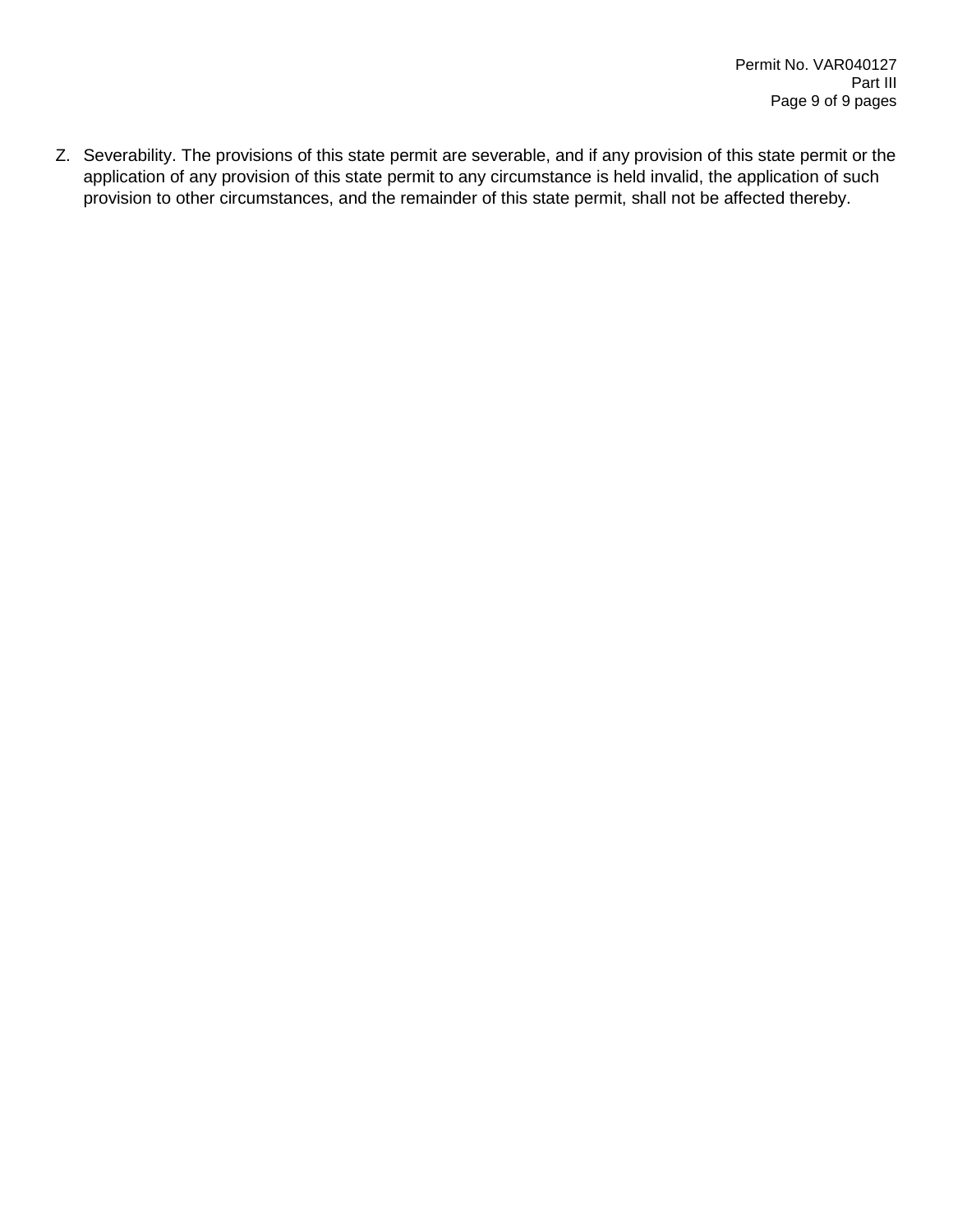Z. Severability. The provisions of this state permit are severable, and if any provision of this state permit or the application of any provision of this state permit to any circumstance is held invalid, the application of such provision to other circumstances, and the remainder of this state permit, shall not be affected thereby.